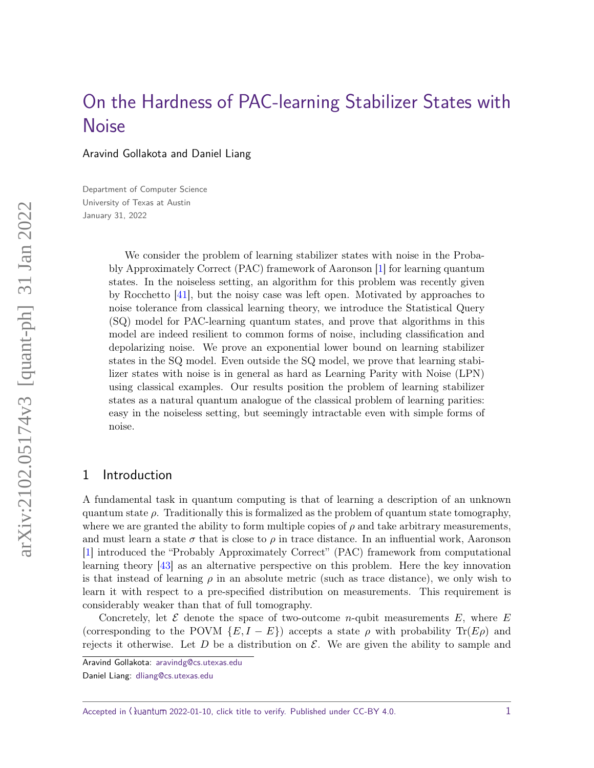# On the Hardness of PAC-learning Stabilizer States with Noise

Aravind Gollakota and Daniel Liang

Department of Computer Science
University of Texas at Austin
January 31, 2022

> We consider the problem of learning stabilizer states with noise in the Probably Approximately Correct (PAC) framework of Aaronson [1] for learning quantum states. In the noiseless setting, an algorithm for this problem was recently given by Rocchetto [41], but the noisy case was left open. Motivated by approaches to noise tolerance from classical learning theory, we introduce the Statistical Query (SQ) model for PAC-learning quantum states, and prove that algorithms in this model are indeed resilient to common forms of noise, including classification and depolarizing noise. We prove an exponential lower bound on learning stabilizer states in the SQ model. Even outside the SQ model, we prove that learning stabilizer states with noise is in general as hard as Learning Parity with Noise (LPN) using classical examples. Our results position the problem of learning stabilizer states as a natural quantum analogue of the classical problem of learning parities: easy in the noiseless setting, but seemingly intractable even with simple forms of noise.

## 1 Introduction

A fundamental task in quantum computing is that of learning a description of an unknown quantum state $\rho$. Traditionally this is formalized as the problem of quantum state tomography, where we are granted the ability to form multiple copies of $\rho$ and take arbitrary measurements, and must learn a state $\sigma$ that is close to $\rho$ in trace distance. In an influential work, Aaronson [1] introduced the "Probably Approximately Correct" (PAC) framework from computational learning theory [43] as an alternative perspective on this problem. Here the key innovation is that instead of learning $\rho$ in an absolute metric (such as trace distance), we only wish to learn it with respect to a pre-specified distribution on measurements. This requirement is considerably weaker than that of full tomography.

Concretely, let $\mathcal{E}$ denote the space of two-outcome $n$-qubit measurements $E$, where $E$ (corresponding to the POVM $\{E, I - E\}$) accepts a state $\rho$ with probability $\text{Tr}(E\rho)$ and rejects it otherwise. Let $D$ be a distribution on $\mathcal{E}$. We are given the ability to sample and

Aravind Gollakota: aravindg@cs.utexas.edu
Daniel Liang: dliang@cs.utexas.edu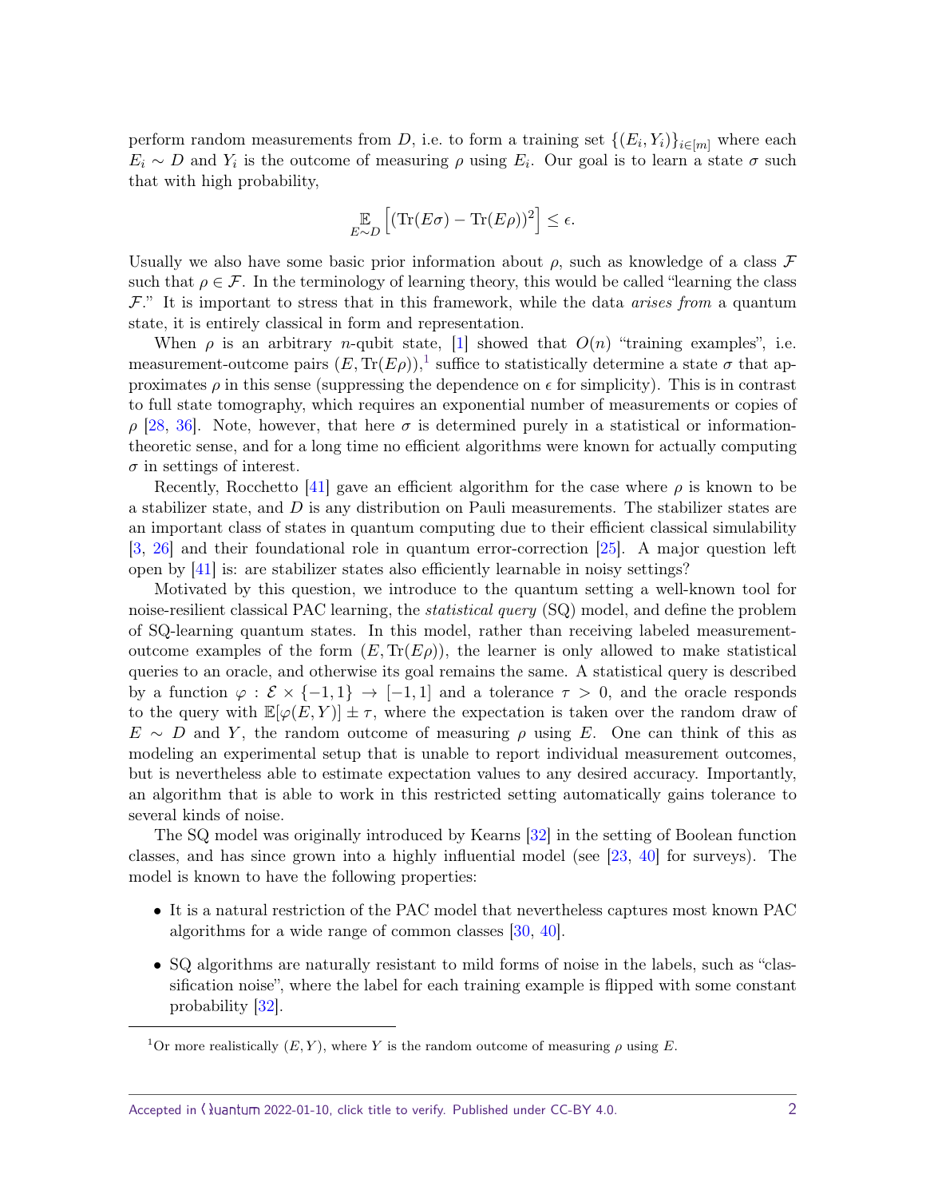perform random measurements from $D$, i.e. to form a training set $\{(E_i, Y_i)\}_{i\in[m]}$ where each $E_i \sim D$ and $Y_i$ is the outcome of measuring $\rho$ using $E_i$. Our goal is to learn a state $\sigma$ such that with high probability,

$$\mathop{\mathbb{E}}_{E\sim D}\left[(\mathrm{Tr}(E\sigma) - \mathrm{Tr}(E\rho))^2\right] \leq \epsilon.$$

Usually we also have some basic prior information about $\rho$, such as knowledge of a class $\mathcal{F}$ such that $\rho \in \mathcal{F}$. In the terminology of learning theory, this would be called "learning the class $\mathcal{F}$." It is important to stress that in this framework, while the data *arises from* a quantum state, it is entirely classical in form and representation.

When $\rho$ is an arbitrary $n$-qubit state, [1] showed that $O(n)$ "training examples", i.e. measurement-outcome pairs $(E, \mathrm{Tr}(E\rho))$,[1] suffice to statistically determine a state $\sigma$ that approximates $\rho$ in this sense (suppressing the dependence on $\epsilon$ for simplicity). This is in contrast to full state tomography, which requires an exponential number of measurements or copies of $\rho$ [28, 36]. Note, however, that here $\sigma$ is determined purely in a statistical or information-theoretic sense, and for a long time no efficient algorithms were known for actually computing $\sigma$ in settings of interest.

Recently, Rocchetto [41] gave an efficient algorithm for the case where $\rho$ is known to be a stabilizer state, and $D$ is any distribution on Pauli measurements. The stabilizer states are an important class of states in quantum computing due to their efficient classical simulability [3, 26] and their foundational role in quantum error-correction [25]. A major question left open by [41] is: are stabilizer states also efficiently learnable in noisy settings?

Motivated by this question, we introduce to the quantum setting a well-known tool for noise-resilient classical PAC learning, the *statistical query* (SQ) model, and define the problem of SQ-learning quantum states. In this model, rather than receiving labeled measurement-outcome examples of the form $(E, \mathrm{Tr}(E\rho))$, the learner is only allowed to make statistical queries to an oracle, and otherwise its goal remains the same. A statistical query is described by a function $\varphi : \mathcal{E} \times \{-1, 1\} \to [-1, 1]$ and a tolerance $\tau > 0$, and the oracle responds to the query with $\mathbb{E}[\varphi(E, Y)] \pm \tau$, where the expectation is taken over the random draw of $E \sim D$ and $Y$, the random outcome of measuring $\rho$ using $E$. One can think of this as modeling an experimental setup that is unable to report individual measurement outcomes, but is nevertheless able to estimate expectation values to any desired accuracy. Importantly, an algorithm that is able to work in this restricted setting automatically gains tolerance to several kinds of noise.

The SQ model was originally introduced by Kearns [32] in the setting of Boolean function classes, and has since grown into a highly influential model (see [23, 40] for surveys). The model is known to have the following properties:

- It is a natural restriction of the PAC model that nevertheless captures most known PAC algorithms for a wide range of common classes [30, 40].
- SQ algorithms are naturally resistant to mild forms of noise in the labels, such as "classification noise", where the label for each training example is flipped with some constant probability [32].

[1] Or more realistically $(E, Y)$, where $Y$ is the random outcome of measuring $\rho$ using $E$.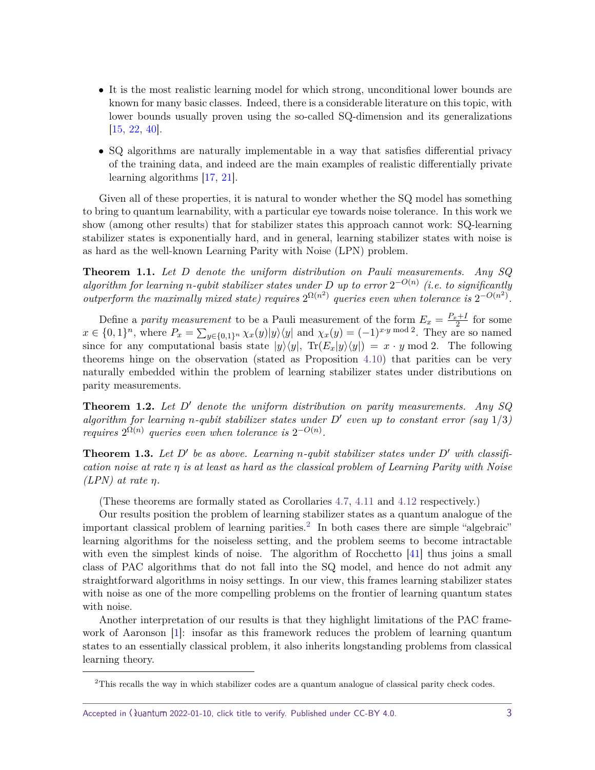- It is the most realistic learning model for which strong, unconditional lower bounds are known for many basic classes. Indeed, there is a considerable literature on this topic, with lower bounds usually proven using the so-called SQ-dimension and its generalizations [15, 22, 40].
- SQ algorithms are naturally implementable in a way that satisfies differential privacy of the training data, and indeed are the main examples of realistic differentially private learning algorithms [17, 21].

Given all of these properties, it is natural to wonder whether the SQ model has something to bring to quantum learnability, with a particular eye towards noise tolerance. In this work we show (among other results) that for stabilizer states this approach cannot work: SQ-learning stabilizer states is exponentially hard, and in general, learning stabilizer states with noise is as hard as the well-known Learning Parity with Noise (LPN) problem.

**Theorem 1.1.** *Let $D$ denote the uniform distribution on Pauli measurements. Any SQ algorithm for learning $n$-qubit stabilizer states under $D$ up to error $2^{-O(n)}$ (i.e. to significantly outperform the maximally mixed state) requires $2^{\Omega(n^2)}$ queries even when tolerance is $2^{-O(n^2)}$.*

Define a *parity measurement* to be a Pauli measurement of the form $E_x = \frac{P_x+I}{2}$ for some $x \in \{0,1\}^n$, where $P_x = \sum_{y\in\{0,1\}^n} \chi_x(y)|y\rangle\langle y|$ and $\chi_x(y) = (-1)^{x\cdot y \bmod 2}$. They are so named since for any computational basis state $|y\rangle\langle y|$, $\mathrm{Tr}(E_x|y\rangle\langle y|) = x \cdot y \bmod 2$. The following theorems hinge on the observation (stated as Proposition 4.10) that parities can be very naturally embedded within the problem of learning stabilizer states under distributions on parity measurements.

**Theorem 1.2.** *Let $D'$ denote the uniform distribution on parity measurements. Any SQ algorithm for learning $n$-qubit stabilizer states under $D'$ even up to constant error (say $1/3$) requires $2^{\Omega(n)}$ queries even when tolerance is $2^{-O(n)}$.*

**Theorem 1.3.** *Let $D'$ be as above. Learning $n$-qubit stabilizer states under $D'$ with classification noise at rate $\eta$ is at least as hard as the classical problem of Learning Parity with Noise (LPN) at rate $\eta$.*

(These theorems are formally stated as Corollaries 4.7, 4.11 and 4.12 respectively.)

Our results position the problem of learning stabilizer states as a quantum analogue of the important classical problem of learning parities.[2] In both cases there are simple "algebraic" learning algorithms for the noiseless setting, and the problem seems to become intractable with even the simplest kinds of noise. The algorithm of Rocchetto [41] thus joins a small class of PAC algorithms that do not fall into the SQ model, and hence do not admit any straightforward algorithms in noisy settings. In our view, this frames learning stabilizer states with noise as one of the more compelling problems on the frontier of learning quantum states with noise.

Another interpretation of our results is that they highlight limitations of the PAC framework of Aaronson [1]: insofar as this framework reduces the problem of learning quantum states to an essentially classical problem, it also inherits longstanding problems from classical learning theory.

[2]This recalls the way in which stabilizer codes are a quantum analogue of classical parity check codes.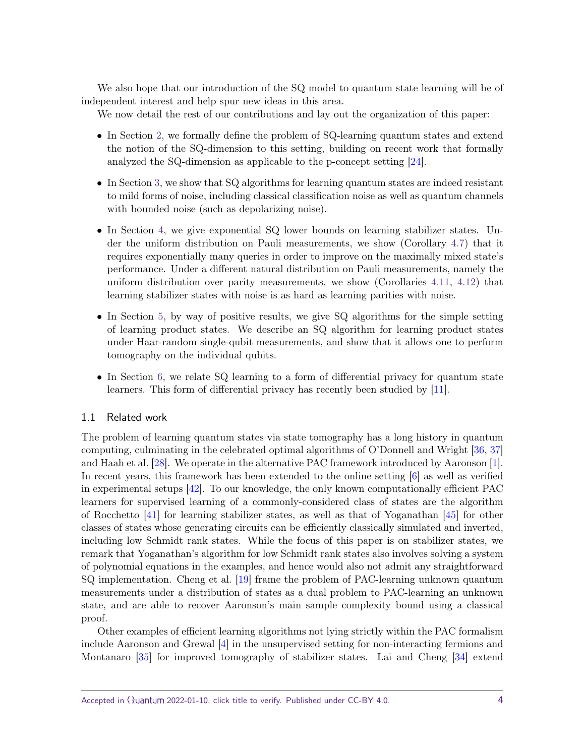We also hope that our introduction of the SQ model to quantum state learning will be of independent interest and help spur new ideas in this area.

We now detail the rest of our contributions and lay out the organization of this paper:

- In Section 2, we formally define the problem of SQ-learning quantum states and extend the notion of the SQ-dimension to this setting, building on recent work that formally analyzed the SQ-dimension as applicable to the p-concept setting [24].
- In Section 3, we show that SQ algorithms for learning quantum states are indeed resistant to mild forms of noise, including classical classification noise as well as quantum channels with bounded noise (such as depolarizing noise).
- In Section 4, we give exponential SQ lower bounds on learning stabilizer states. Under the uniform distribution on Pauli measurements, we show (Corollary 4.7) that it requires exponentially many queries in order to improve on the maximally mixed state's performance. Under a different natural distribution on Pauli measurements, namely the uniform distribution over parity measurements, we show (Corollaries 4.11, 4.12) that learning stabilizer states with noise is as hard as learning parities with noise.
- In Section 5, by way of positive results, we give SQ algorithms for the simple setting of learning product states. We describe an SQ algorithm for learning product states under Haar-random single-qubit measurements, and show that it allows one to perform tomography on the individual qubits.
- In Section 6, we relate SQ learning to a form of differential privacy for quantum state learners. This form of differential privacy has recently been studied by [11].

## 1.1 Related work

The problem of learning quantum states via state tomography has a long history in quantum computing, culminating in the celebrated optimal algorithms of O'Donnell and Wright [36, 37] and Haah et al. [28]. We operate in the alternative PAC framework introduced by Aaronson [1]. In recent years, this framework has been extended to the online setting [6] as well as verified in experimental setups [42]. To our knowledge, the only known computationally efficient PAC learners for supervised learning of a commonly-considered class of states are the algorithm of Rocchetto [41] for learning stabilizer states, as well as that of Yoganathan [45] for other classes of states whose generating circuits can be efficiently classically simulated and inverted, including low Schmidt rank states. While the focus of this paper is on stabilizer states, we remark that Yoganathan's algorithm for low Schmidt rank states also involves solving a system of polynomial equations in the examples, and hence would also not admit any straightforward SQ implementation. Cheng et al. [19] frame the problem of PAC-learning unknown quantum measurements under a distribution of states as a dual problem to PAC-learning an unknown state, and are able to recover Aaronson's main sample complexity bound using a classical proof.

Other examples of efficient learning algorithms not lying strictly within the PAC formalism include Aaronson and Grewal [4] in the unsupervised setting for non-interacting fermions and Montanaro [35] for improved tomography of stabilizer states. Lai and Cheng [34] extend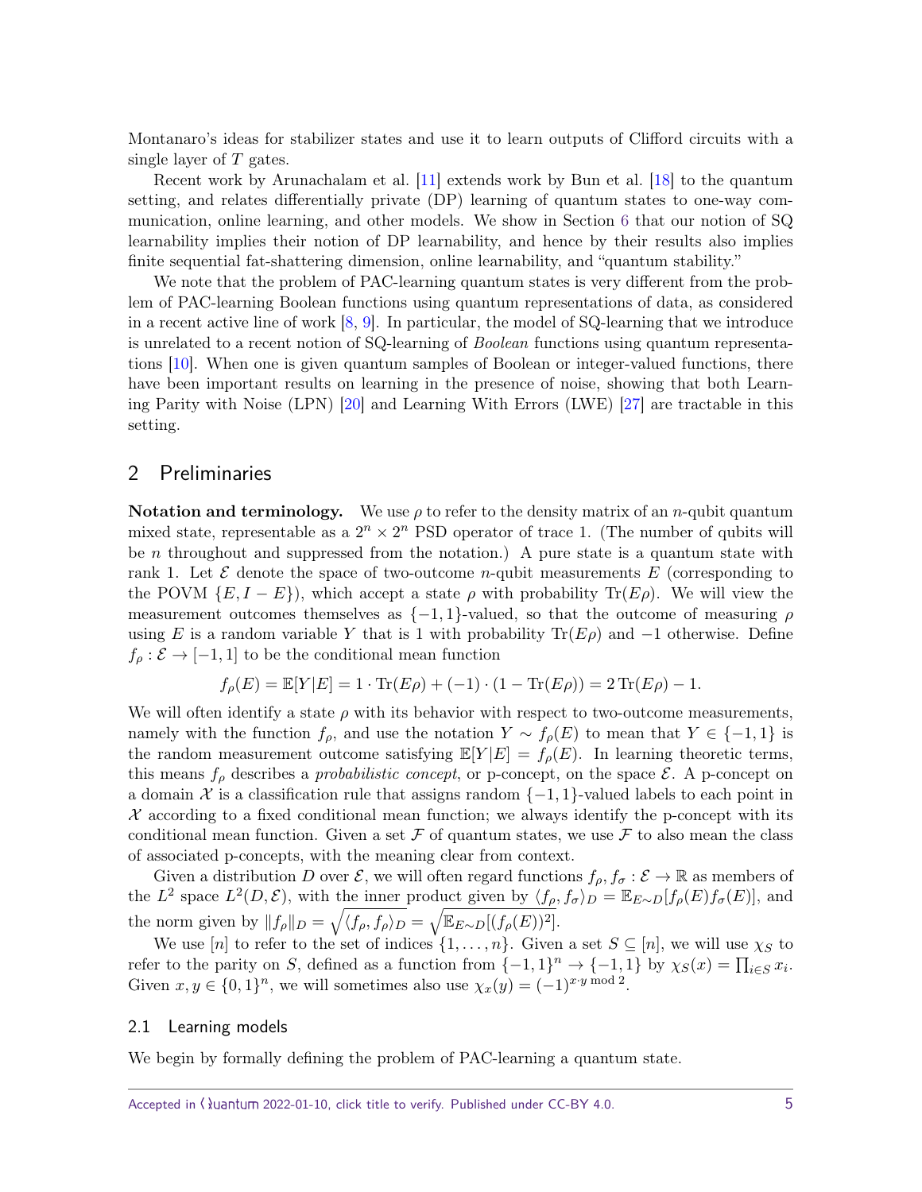Montanaro's ideas for stabilizer states and use it to learn outputs of Clifford circuits with a single layer of $T$ gates.

Recent work by Arunachalam et al. [11] extends work by Bun et al. [18] to the quantum setting, and relates differentially private (DP) learning of quantum states to one-way communication, online learning, and other models. We show in Section 6 that our notion of SQ learnability implies their notion of DP learnability, and hence by their results also implies finite sequential fat-shattering dimension, online learnability, and "quantum stability."

We note that the problem of PAC-learning quantum states is very different from the problem of PAC-learning Boolean functions using quantum representations of data, as considered in a recent active line of work [8, 9]. In particular, the model of SQ-learning that we introduce is unrelated to a recent notion of SQ-learning of *Boolean* functions using quantum representations [10]. When one is given quantum samples of Boolean or integer-valued functions, there have been important results on learning in the presence of noise, showing that both Learning Parity with Noise (LPN) [20] and Learning With Errors (LWE) [27] are tractable in this setting.

## 2 Preliminaries

**Notation and terminology.** We use $\rho$ to refer to the density matrix of an $n$-qubit quantum mixed state, representable as a $2^n \times 2^n$ PSD operator of trace 1. (The number of qubits will be $n$ throughout and suppressed from the notation.) A pure state is a quantum state with rank 1. Let $\mathcal{E}$ denote the space of two-outcome $n$-qubit measurements $E$ (corresponding to the POVM $\{E, I-E\}$), which accept a state $\rho$ with probability $\operatorname{Tr}(E\rho)$. We will view the measurement outcomes themselves as $\{-1,1\}$-valued, so that the outcome of measuring $\rho$ using $E$ is a random variable $Y$ that is 1 with probability $\operatorname{Tr}(E\rho)$ and $-1$ otherwise. Define $f_\rho : \mathcal{E} \to [-1,1]$ to be the conditional mean function

$$f_\rho(E) = \mathbb{E}[Y|E] = 1 \cdot \operatorname{Tr}(E\rho) + (-1) \cdot (1 - \operatorname{Tr}(E\rho)) = 2\operatorname{Tr}(E\rho) - 1.$$

We will often identify a state $\rho$ with its behavior with respect to two-outcome measurements, namely with the function $f_\rho$, and use the notation $Y \sim f_\rho(E)$ to mean that $Y \in \{-1,1\}$ is the random measurement outcome satisfying $\mathbb{E}[Y|E] = f_\rho(E)$. In learning theoretic terms, this means $f_\rho$ describes a *probabilistic concept*, or p-concept, on the space $\mathcal{E}$. A p-concept on a domain $\mathcal{X}$ is a classification rule that assigns random $\{-1,1\}$-valued labels to each point in $\mathcal{X}$ according to a fixed conditional mean function; we always identify the p-concept with its conditional mean function. Given a set $\mathcal{F}$ of quantum states, we use $\mathcal{F}$ to also mean the class of associated p-concepts, with the meaning clear from context.

Given a distribution $D$ over $\mathcal{E}$, we will often regard functions $f_\rho, f_\sigma : \mathcal{E} \to \mathbb{R}$ as members of the $L^2$ space $L^2(D, \mathcal{E})$, with the inner product given by $\langle f_\rho, f_\sigma \rangle_D = \mathbb{E}_{E\sim D}[f_\rho(E) f_\sigma(E)]$, and the norm given by $\|f_\rho\|_D = \sqrt{\langle f_\rho, f_\rho \rangle_D} = \sqrt{\mathbb{E}_{E\sim D}[(f_\rho(E))^2]}$.

We use $[n]$ to refer to the set of indices $\{1, \dots, n\}$. Given a set $S \subseteq [n]$, we will use $\chi_S$ to refer to the parity on $S$, defined as a function from $\{-1,1\}^n \to \{-1,1\}$ by $\chi_S(x) = \prod_{i \in S} x_i$. Given $x, y \in \{0,1\}^n$, we will sometimes also use $\chi_x(y) = (-1)^{x \cdot y \bmod 2}$.

### 2.1 Learning models

We begin by formally defining the problem of PAC-learning a quantum state.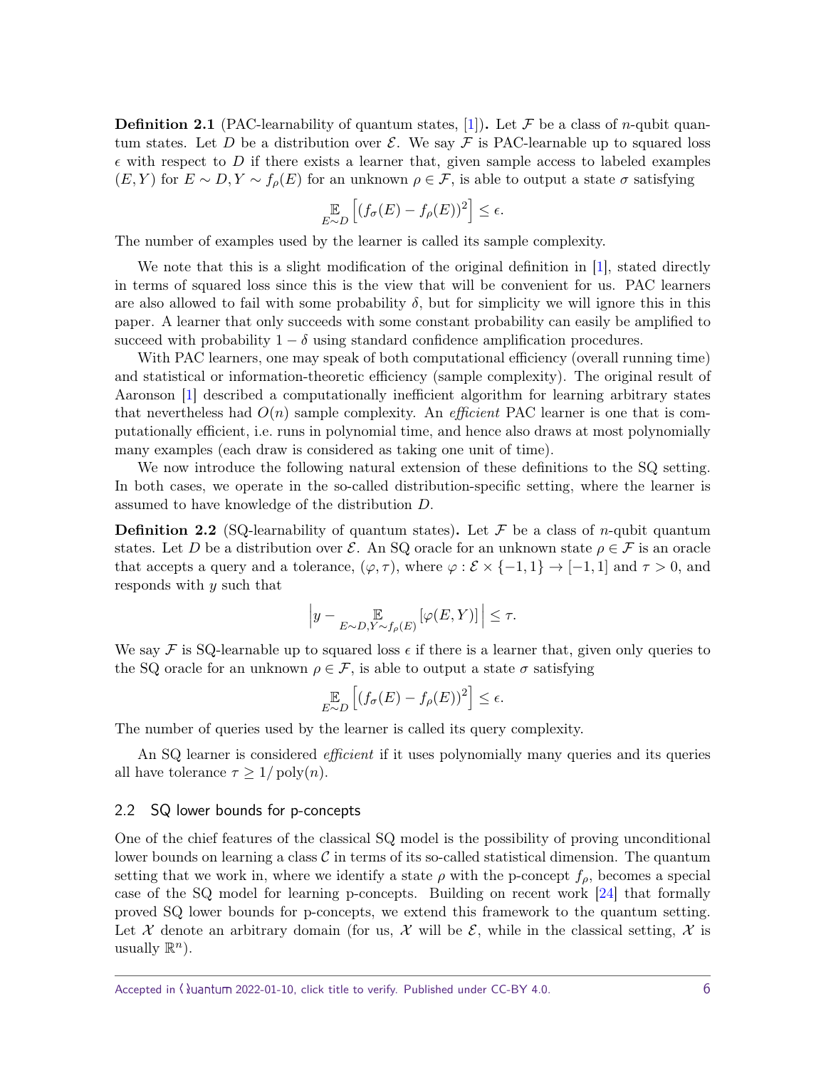**Definition 2.1** (PAC-learnability of quantum states, [1])**.** Let $\mathcal{F}$ be a class of $n$-qubit quantum states. Let $D$ be a distribution over $\mathcal{E}$. We say $\mathcal{F}$ is PAC-learnable up to squared loss $\epsilon$ with respect to $D$ if there exists a learner that, given sample access to labeled examples $(E, Y)$ for $E \sim D, Y \sim f_\rho(E)$ for an unknown $\rho \in \mathcal{F}$, is able to output a state $\sigma$ satisfying

$$\mathop{\mathbb{E}}_{E \sim D}\left[(f_\sigma(E) - f_\rho(E))^2\right] \leq \epsilon.$$

The number of examples used by the learner is called its sample complexity.

We note that this is a slight modification of the original definition in [1], stated directly in terms of squared loss since this is the view that will be convenient for us. PAC learners are also allowed to fail with some probability $\delta$, but for simplicity we will ignore this in this paper. A learner that only succeeds with some constant probability can easily be amplified to succeed with probability $1 - \delta$ using standard confidence amplification procedures.

With PAC learners, one may speak of both computational efficiency (overall running time) and statistical or information-theoretic efficiency (sample complexity). The original result of Aaronson [1] described a computationally inefficient algorithm for learning arbitrary states that nevertheless had $O(n)$ sample complexity. An *efficient* PAC learner is one that is computationally efficient, i.e. runs in polynomial time, and hence also draws at most polynomially many examples (each draw is considered as taking one unit of time).

We now introduce the following natural extension of these definitions to the SQ setting. In both cases, we operate in the so-called distribution-specific setting, where the learner is assumed to have knowledge of the distribution $D$.

**Definition 2.2** (SQ-learnability of quantum states)**.** Let $\mathcal{F}$ be a class of $n$-qubit quantum states. Let $D$ be a distribution over $\mathcal{E}$. An SQ oracle for an unknown state $\rho \in \mathcal{F}$ is an oracle that accepts a query and a tolerance, $(\varphi, \tau)$, where $\varphi : \mathcal{E} \times \{-1, 1\} \to [-1, 1]$ and $\tau > 0$, and responds with $y$ such that

$$\left| y - \mathop{\mathbb{E}}_{E \sim D, Y \sim f_\rho(E)}[\varphi(E, Y)] \right| \leq \tau.$$

We say $\mathcal{F}$ is SQ-learnable up to squared loss $\epsilon$ if there is a learner that, given only queries to the SQ oracle for an unknown $\rho \in \mathcal{F}$, is able to output a state $\sigma$ satisfying

$$\mathop{\mathbb{E}}_{E \sim D}\left[(f_\sigma(E) - f_\rho(E))^2\right] \leq \epsilon.$$

The number of queries used by the learner is called its query complexity.

An SQ learner is considered *efficient* if it uses polynomially many queries and its queries all have tolerance $\tau \geq 1/\operatorname{poly}(n)$.

### 2.2 SQ lower bounds for p-concepts

One of the chief features of the classical SQ model is the possibility of proving unconditional lower bounds on learning a class $\mathcal{C}$ in terms of its so-called statistical dimension. The quantum setting that we work in, where we identify a state $\rho$ with the p-concept $f_\rho$, becomes a special case of the SQ model for learning p-concepts. Building on recent work [24] that formally proved SQ lower bounds for p-concepts, we extend this framework to the quantum setting. Let $\mathcal{X}$ denote an arbitrary domain (for us, $\mathcal{X}$ will be $\mathcal{E}$, while in the classical setting, $\mathcal{X}$ is usually $\mathbb{R}^n$).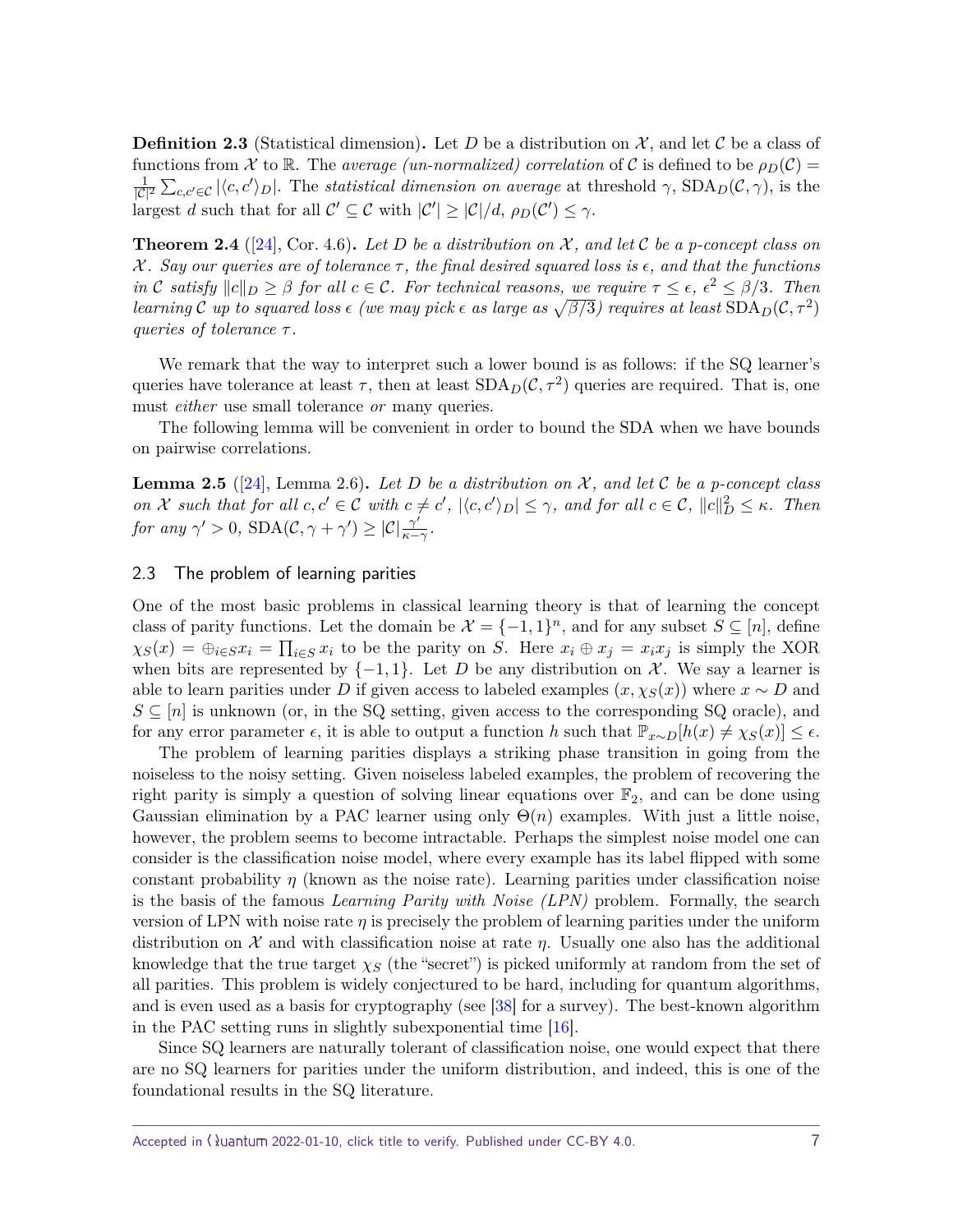**Definition 2.3** (Statistical dimension)**.** Let $D$ be a distribution on $\mathcal{X}$, and let $\mathcal{C}$ be a class of functions from $\mathcal{X}$ to $\mathbb{R}$. The *average (un-normalized) correlation* of $\mathcal{C}$ is defined to be $\rho_D(\mathcal{C}) = \frac{1}{|\mathcal{C}|^2}\sum_{c,c' \in \mathcal{C}} |\langle c, c'\rangle_D|$. The *statistical dimension on average* at threshold $\gamma$, $\mathrm{SDA}_D(\mathcal{C},\gamma)$, is the largest $d$ such that for all $\mathcal{C}' \subseteq \mathcal{C}$ with $|\mathcal{C}'| \geq |\mathcal{C}|/d$, $\rho_D(\mathcal{C}') \leq \gamma$.

**Theorem 2.4** ([24], Cor. 4.6)**.** *Let $D$ be a distribution on $\mathcal{X}$, and let $\mathcal{C}$ be a $p$-concept class on $\mathcal{X}$. Say our queries are of tolerance $\tau$, the final desired squared loss is $\epsilon$, and that the functions in $\mathcal{C}$ satisfy $\|c\|_D \geq \beta$ for all $c \in \mathcal{C}$. For technical reasons, we require $\tau \leq \epsilon$, $\epsilon^2 \leq \beta/3$. Then learning $\mathcal{C}$ up to squared loss $\epsilon$ (we may pick $\epsilon$ as large as $\sqrt{\beta/3}$) requires at least $\mathrm{SDA}_D(\mathcal{C},\tau^2)$ queries of tolerance $\tau$.*

We remark that the way to interpret such a lower bound is as follows: if the SQ learner's queries have tolerance at least $\tau$, then at least $\mathrm{SDA}_D(\mathcal{C},\tau^2)$ queries are required. That is, one must *either* use small tolerance *or* many queries.

The following lemma will be convenient in order to bound the SDA when we have bounds on pairwise correlations.

**Lemma 2.5** ([24], Lemma 2.6)**.** *Let $D$ be a distribution on $\mathcal{X}$, and let $\mathcal{C}$ be a $p$-concept class on $\mathcal{X}$ such that for all $c, c' \in \mathcal{C}$ with $c \neq c'$, $|\langle c, c'\rangle_D| \leq \gamma$, and for all $c \in \mathcal{C}$, $\|c\|_D^2 \leq \kappa$. Then for any $\gamma' > 0$, $\mathrm{SDA}(\mathcal{C}, \gamma + \gamma') \geq |\mathcal{C}|\frac{\gamma'}{\kappa - \gamma}$.*

### 2.3 The problem of learning parities

One of the most basic problems in classical learning theory is that of learning the concept class of parity functions. Let the domain be $\mathcal{X} = \{-1,1\}^n$, and for any subset $S \subseteq [n]$, define $\chi_S(x) = \oplus_{i\in S} x_i = \prod_{i \in S} x_i$ to be the parity on $S$. Here $x_i \oplus x_j = x_i x_j$ is simply the XOR when bits are represented by $\{-1,1\}$. Let $D$ be any distribution on $\mathcal{X}$. We say a learner is able to learn parities under $D$ if given access to labeled examples $(x, \chi_S(x))$ where $x \sim D$ and $S \subseteq [n]$ is unknown (or, in the SQ setting, given access to the corresponding SQ oracle), and for any error parameter $\epsilon$, it is able to output a function $h$ such that $\mathbb{P}_{x\sim D}[h(x) \neq \chi_S(x)] \leq \epsilon$.

The problem of learning parities displays a striking phase transition in going from the noiseless to the noisy setting. Given noiseless labeled examples, the problem of recovering the right parity is simply a question of solving linear equations over $\mathbb{F}_2$, and can be done using Gaussian elimination by a PAC learner using only $\Theta(n)$ examples. With just a little noise, however, the problem seems to become intractable. Perhaps the simplest noise model one can consider is the classification noise model, where every example has its label flipped with some constant probability $\eta$ (known as the noise rate). Learning parities under classification noise is the basis of the famous *Learning Parity with Noise (LPN)* problem. Formally, the search version of LPN with noise rate $\eta$ is precisely the problem of learning parities under the uniform distribution on $\mathcal{X}$ and with classification noise at rate $\eta$. Usually one also has the additional knowledge that the true target $\chi_S$ (the "secret") is picked uniformly at random from the set of all parities. This problem is widely conjectured to be hard, including for quantum algorithms, and is even used as a basis for cryptography (see [38] for a survey). The best-known algorithm in the PAC setting runs in slightly subexponential time [16].

Since SQ learners are naturally tolerant of classification noise, one would expect that there are no SQ learners for parities under the uniform distribution, and indeed, this is one of the foundational results in the SQ literature.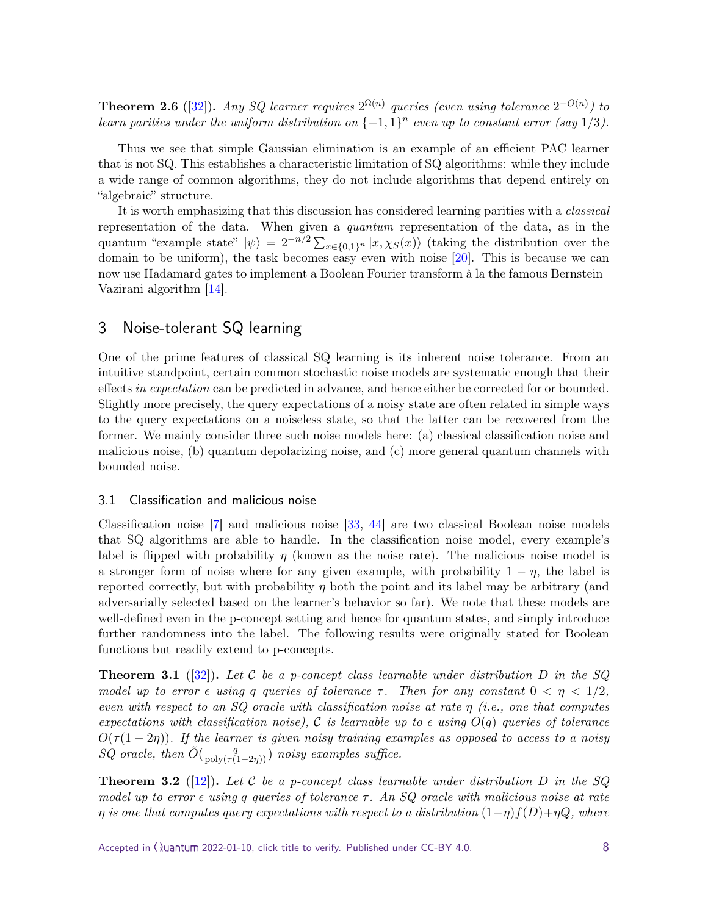**Theorem 2.6** ([32])**.** *Any SQ learner requires $2^{\Omega(n)}$ queries (even using tolerance $2^{-O(n)}$) to learn parities under the uniform distribution on $\{-1,1\}^n$ even up to constant error (say $1/3$).*

Thus we see that simple Gaussian elimination is an example of an efficient PAC learner that is not SQ. This establishes a characteristic limitation of SQ algorithms: while they include a wide range of common algorithms, they do not include algorithms that depend entirely on "algebraic" structure.

It is worth emphasizing that this discussion has considered learning parities with a *classical* representation of the data. When given a *quantum* representation of the data, as in the quantum "example state" $|\psi\rangle = 2^{-n/2}\sum_{x\in\{0,1\}^n}|x,\chi_S(x)\rangle$ (taking the distribution over the domain to be uniform), the task becomes easy even with noise [20]. This is because we can now use Hadamard gates to implement a Boolean Fourier transform à la the famous Bernstein–Vazirani algorithm [14].

## 3 Noise-tolerant SQ learning

One of the prime features of classical SQ learning is its inherent noise tolerance. From an intuitive standpoint, certain common stochastic noise models are systematic enough that their effects *in expectation* can be predicted in advance, and hence either be corrected for or bounded. Slightly more precisely, the query expectations of a noisy state are often related in simple ways to the query expectations on a noiseless state, so that the latter can be recovered from the former. We mainly consider three such noise models here: (a) classical classification noise and malicious noise, (b) quantum depolarizing noise, and (c) more general quantum channels with bounded noise.

### 3.1 Classification and malicious noise

Classification noise [7] and malicious noise [33, 44] are two classical Boolean noise models that SQ algorithms are able to handle. In the classification noise model, every example's label is flipped with probability $\eta$ (known as the noise rate). The malicious noise model is a stronger form of noise where for any given example, with probability $1-\eta$, the label is reported correctly, but with probability $\eta$ both the point and its label may be arbitrary (and adversarially selected based on the learner's behavior so far). We note that these models are well-defined even in the p-concept setting and hence for quantum states, and simply introduce further randomness into the label. The following results were originally stated for Boolean functions but readily extend to p-concepts.

**Theorem 3.1** ([32])**.** *Let $\mathcal{C}$ be a p-concept class learnable under distribution $D$ in the SQ model up to error $\epsilon$ using $q$ queries of tolerance $\tau$. Then for any constant $0<\eta<1/2$, even with respect to an SQ oracle with classification noise at rate $\eta$ (i.e., one that computes expectations with classification noise), $\mathcal{C}$ is learnable up to $\epsilon$ using $O(q)$ queries of tolerance $O(\tau(1-2\eta))$. If the learner is given noisy training examples as opposed to access to a noisy SQ oracle, then $\tilde{O}(\frac{q}{\mathrm{poly}(\tau(1-2\eta))})$ noisy examples suffice.*

**Theorem 3.2** ([12])**.** *Let $\mathcal{C}$ be a p-concept class learnable under distribution $D$ in the SQ model up to error $\epsilon$ using $q$ queries of tolerance $\tau$. An SQ oracle with malicious noise at rate $\eta$ is one that computes query expectations with respect to a distribution $(1-\eta)f(D)+\eta Q$, where*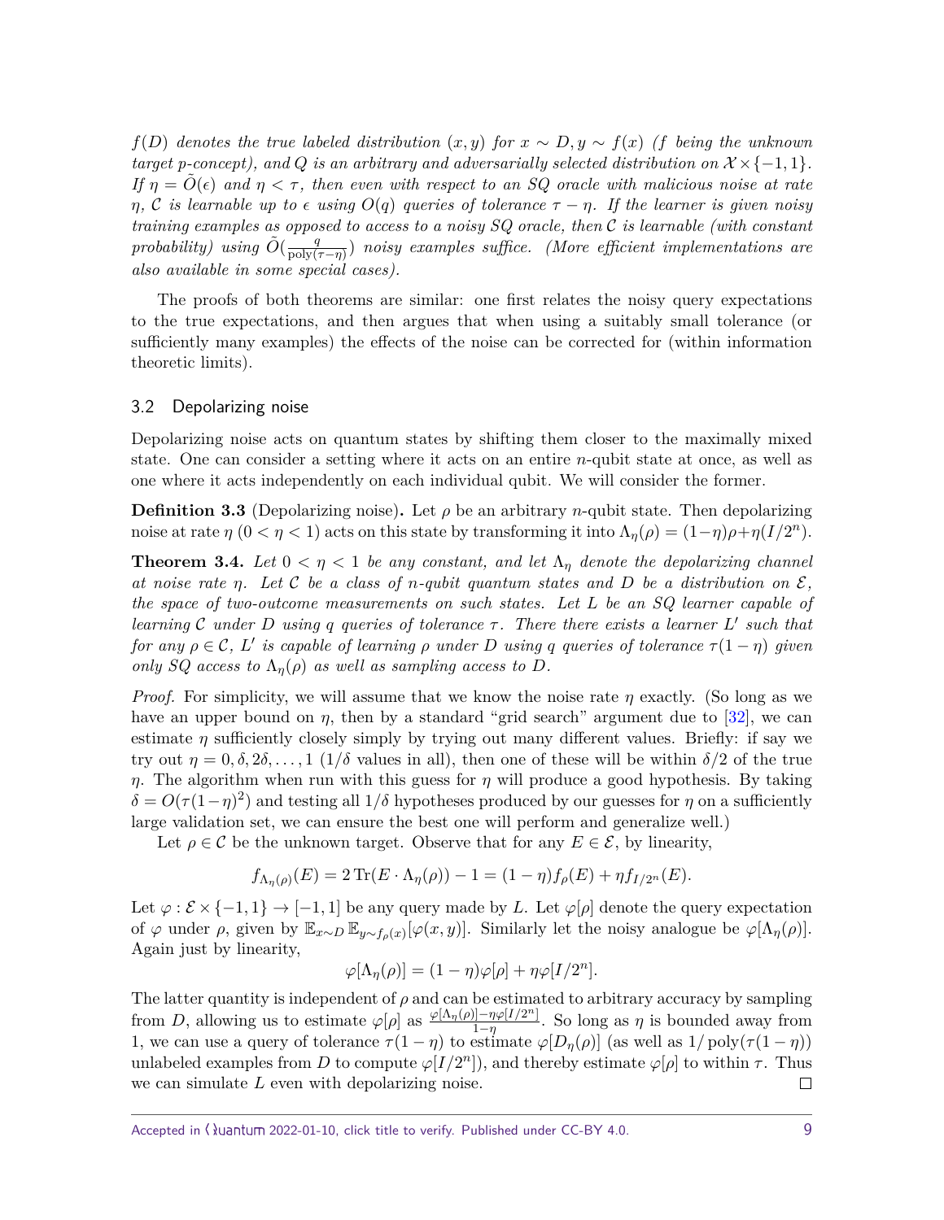*$f(D)$ denotes the true labeled distribution $(x, y)$ for $x \sim D, y \sim f(x)$ ($f$ being the unknown target p-concept), and $Q$ is an arbitrary and adversarially selected distribution on $\mathcal{X} \times \{-1, 1\}$. If $\eta = \tilde{O}(\epsilon)$ and $\eta < \tau$, then even with respect to an SQ oracle with malicious noise at rate $\eta$, $\mathcal{C}$ is learnable up to $\epsilon$ using $O(q)$ queries of tolerance $\tau - \eta$. If the learner is given noisy training examples as opposed to access to a noisy SQ oracle, then $\mathcal{C}$ is learnable (with constant probability) using $\tilde{O}(\frac{q}{\text{poly}(\tau-\eta)})$ noisy examples suffice. (More efficient implementations are also available in some special cases).*

The proofs of both theorems are similar: one first relates the noisy query expectations to the true expectations, and then argues that when using a suitably small tolerance (or sufficiently many examples) the effects of the noise can be corrected for (within information theoretic limits).

## 3.2 Depolarizing noise

Depolarizing noise acts on quantum states by shifting them closer to the maximally mixed state. One can consider a setting where it acts on an entire $n$-qubit state at once, as well as one where it acts independently on each individual qubit. We will consider the former.

**Definition 3.3** (Depolarizing noise)**.** Let $\rho$ be an arbitrary $n$-qubit state. Then depolarizing noise at rate $\eta$ ($0 < \eta < 1$) acts on this state by transforming it into $\Lambda_\eta(\rho) = (1-\eta)\rho + \eta(I/2^n)$.

**Theorem 3.4.** *Let $0 < \eta < 1$ be any constant, and let $\Lambda_\eta$ denote the depolarizing channel at noise rate $\eta$. Let $\mathcal{C}$ be a class of $n$-qubit quantum states and $D$ be a distribution on $\mathcal{E}$, the space of two-outcome measurements on such states. Let $L$ be an SQ learner capable of learning $\mathcal{C}$ under $D$ using $q$ queries of tolerance $\tau$. There there exists a learner $L'$ such that for any $\rho \in \mathcal{C}$, $L'$ is capable of learning $\rho$ under $D$ using $q$ queries of tolerance $\tau(1-\eta)$ given only SQ access to $\Lambda_\eta(\rho)$ as well as sampling access to $D$.*

*Proof.* For simplicity, we will assume that we know the noise rate $\eta$ exactly. (So long as we have an upper bound on $\eta$, then by a standard "grid search" argument due to [32], we can estimate $\eta$ sufficiently closely simply by trying out many different values. Briefly: if say we try out $\eta = 0, \delta, 2\delta, \ldots, 1$ ($1/\delta$ values in all), then one of these will be within $\delta/2$ of the true $\eta$. The algorithm when run with this guess for $\eta$ will produce a good hypothesis. By taking $\delta = O(\tau(1-\eta)^2)$ and testing all $1/\delta$ hypotheses produced by our guesses for $\eta$ on a sufficiently large validation set, we can ensure the best one will perform and generalize well.)

Let $\rho \in \mathcal{C}$ be the unknown target. Observe that for any $E \in \mathcal{E}$, by linearity,

$$f_{\Lambda_\eta(\rho)}(E) = 2\,\text{Tr}(E \cdot \Lambda_\eta(\rho)) - 1 = (1-\eta) f_\rho(E) + \eta f_{I/2^n}(E).$$

Let $\varphi : \mathcal{E} \times \{-1, 1\} \to [-1, 1]$ be any query made by $L$. Let $\varphi[\rho]$ denote the query expectation of $\varphi$ under $\rho$, given by $\mathbb{E}_{x\sim D}\,\mathbb{E}_{y\sim f_\rho(x)}[\varphi(x, y)]$. Similarly let the noisy analogue be $\varphi[\Lambda_\eta(\rho)]$. Again just by linearity,

$$\varphi[\Lambda_\eta(\rho)] = (1-\eta)\varphi[\rho] + \eta\varphi[I/2^n].$$

The latter quantity is independent of $\rho$ and can be estimated to arbitrary accuracy by sampling from $D$, allowing us to estimate $\varphi[\rho]$ as $\frac{\varphi[\Lambda_\eta(\rho)] - \eta\varphi[I/2^n]}{1-\eta}$. So long as $\eta$ is bounded away from 1, we can use a query of tolerance $\tau(1-\eta)$ to estimate $\varphi[D_\eta(\rho)]$ (as well as $1/\text{poly}(\tau(1-\eta))$ unlabeled examples from $D$ to compute $\varphi[I/2^n]$), and thereby estimate $\varphi[\rho]$ to within $\tau$. Thus we can simulate $L$ even with depolarizing noise. □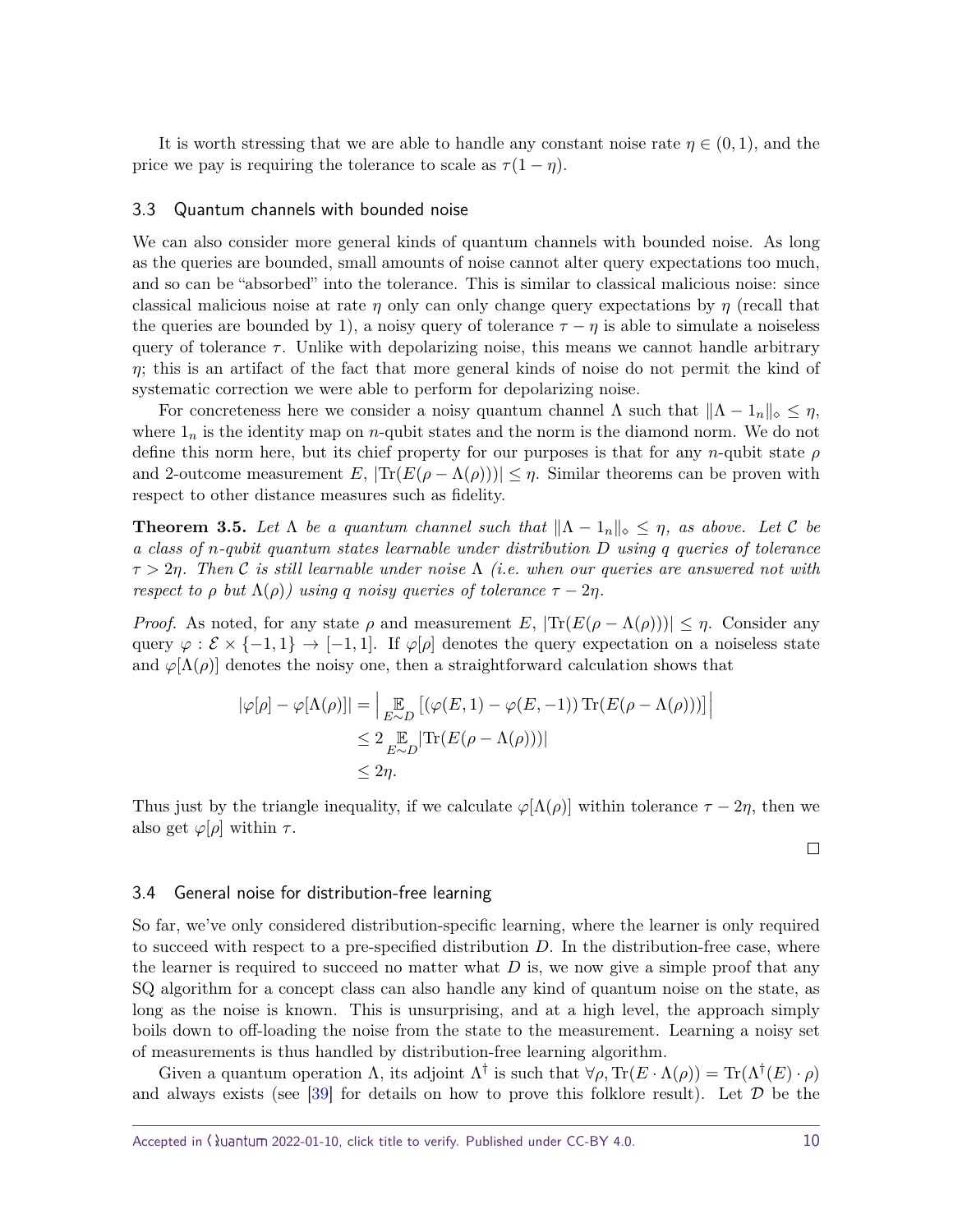It is worth stressing that we are able to handle any constant noise rate $\eta \in (0,1)$, and the price we pay is requiring the tolerance to scale as $\tau(1-\eta)$.

## 3.3 Quantum channels with bounded noise

We can also consider more general kinds of quantum channels with bounded noise. As long as the queries are bounded, small amounts of noise cannot alter query expectations too much, and so can be "absorbed" into the tolerance. This is similar to classical malicious noise: since classical malicious noise at rate $\eta$ only can only change query expectations by $\eta$ (recall that the queries are bounded by 1), a noisy query of tolerance $\tau - \eta$ is able to simulate a noiseless query of tolerance $\tau$. Unlike with depolarizing noise, this means we cannot handle arbitrary $\eta$; this is an artifact of the fact that more general kinds of noise do not permit the kind of systematic correction we were able to perform for depolarizing noise.

For concreteness here we consider a noisy quantum channel $\Lambda$ such that $\|\Lambda - 1_n\|_\diamond \leq \eta$, where $1_n$ is the identity map on $n$-qubit states and the norm is the diamond norm. We do not define this norm here, but its chief property for our purposes is that for any $n$-qubit state $\rho$ and 2-outcome measurement $E$, $|\mathrm{Tr}(E(\rho - \Lambda(\rho)))| \leq \eta$. Similar theorems can be proven with respect to other distance measures such as fidelity.

**Theorem 3.5.** *Let $\Lambda$ be a quantum channel such that $\|\Lambda - 1_n\|_\diamond \leq \eta$, as above. Let $\mathcal{C}$ be a class of $n$-qubit quantum states learnable under distribution $D$ using $q$ queries of tolerance $\tau > 2\eta$. Then $\mathcal{C}$ is still learnable under noise $\Lambda$ (i.e. when our queries are answered not with respect to $\rho$ but $\Lambda(\rho)$) using $q$ noisy queries of tolerance $\tau - 2\eta$.*

*Proof.* As noted, for any state $\rho$ and measurement $E$, $|\mathrm{Tr}(E(\rho - \Lambda(\rho)))| \leq \eta$. Consider any query $\varphi : \mathcal{E} \times \{-1,1\} \to [-1,1]$. If $\varphi[\rho]$ denotes the query expectation on a noiseless state and $\varphi[\Lambda(\rho)]$ denotes the noisy one, then a straightforward calculation shows that

$$
\begin{aligned}
|\varphi[\rho] - \varphi[\Lambda(\rho)]| &= \Big| \mathop{\mathbb{E}}_{E \sim D} \left[ (\varphi(E,1) - \varphi(E,-1)) \, \mathrm{Tr}(E(\rho - \Lambda(\rho))) \right] \Big| \\
&\leq 2 \mathop{\mathbb{E}}_{E \sim D} |\mathrm{Tr}(E(\rho - \Lambda(\rho)))| \\
&\leq 2\eta.
\end{aligned}
$$

Thus just by the triangle inequality, if we calculate $\varphi[\Lambda(\rho)]$ within tolerance $\tau - 2\eta$, then we also get $\varphi[\rho]$ within $\tau$. $\square$

## 3.4 General noise for distribution-free learning

So far, we've only considered distribution-specific learning, where the learner is only required to succeed with respect to a pre-specified distribution $D$. In the distribution-free case, where the learner is required to succeed no matter what $D$ is, we now give a simple proof that any SQ algorithm for a concept class can also handle any kind of quantum noise on the state, as long as the noise is known. This is unsurprising, and at a high level, the approach simply boils down to off-loading the noise from the state to the measurement. Learning a noisy set of measurements is thus handled by distribution-free learning algorithm.

Given a quantum operation $\Lambda$, its adjoint $\Lambda^\dagger$ is such that $\forall \rho, \mathrm{Tr}(E \cdot \Lambda(\rho)) = \mathrm{Tr}(\Lambda^\dagger(E) \cdot \rho)$ and always exists (see [39] for details on how to prove this folklore result). Let $\mathcal{D}$ be the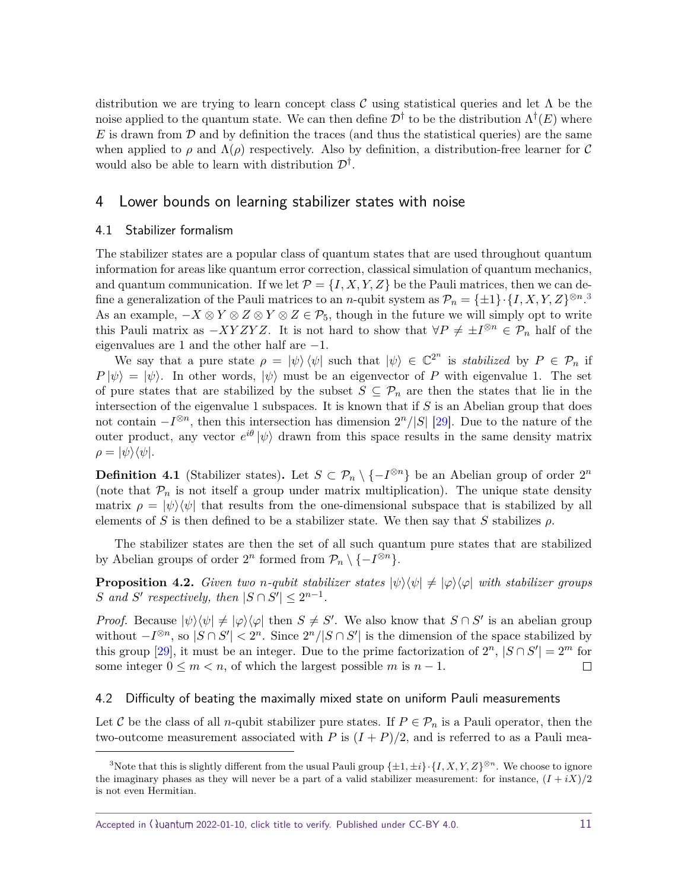distribution we are trying to learn concept class $\mathcal{C}$ using statistical queries and let $\Lambda$ be the noise applied to the quantum state. We can then define $\mathcal{D}^\dagger$ to be the distribution $\Lambda^\dagger(E)$ where $E$ is drawn from $\mathcal{D}$ and by definition the traces (and thus the statistical queries) are the same when applied to $\rho$ and $\Lambda(\rho)$ respectively. Also by definition, a distribution-free learner for $\mathcal{C}$ would also be able to learn with distribution $\mathcal{D}^\dagger$.

## 4 Lower bounds on learning stabilizer states with noise

### 4.1 Stabilizer formalism

The stabilizer states are a popular class of quantum states that are used throughout quantum information for areas like quantum error correction, classical simulation of quantum mechanics, and quantum communication. If we let $\mathcal{P} = \{I, X, Y, Z\}$ be the Pauli matrices, then we can define a generalization of the Pauli matrices to an $n$-qubit system as $\mathcal{P}_n = \{\pm 1\} \cdot \{I, X, Y, Z\}^{\otimes n}$.[3] As an example, $-X \otimes Y \otimes Z \otimes Y \otimes Z \in \mathcal{P}_5$, though in the future we will simply opt to write this Pauli matrix as $-XYZYZ$. It is not hard to show that $\forall P \neq \pm I^{\otimes n} \in \mathcal{P}_n$ half of the eigenvalues are 1 and the other half are $-1$.

We say that a pure state $\rho = |\psi\rangle\langle\psi|$ such that $|\psi\rangle \in \mathbb{C}^{2^n}$ is *stabilized* by $P \in \mathcal{P}_n$ if $P|\psi\rangle = |\psi\rangle$. In other words, $|\psi\rangle$ must be an eigenvector of $P$ with eigenvalue 1. The set of pure states that are stabilized by the subset $S \subseteq \mathcal{P}_n$ are then the states that lie in the intersection of the eigenvalue 1 subspaces. It is known that if $S$ is an Abelian group that does not contain $-I^{\otimes n}$, then this intersection has dimension $2^n/|S|$ [29]. Due to the nature of the outer product, any vector $e^{i\theta}|\psi\rangle$ drawn from this space results in the same density matrix $\rho = |\psi\rangle\langle\psi|$.

**Definition 4.1** (Stabilizer states)**.** Let $S \subset \mathcal{P}_n \setminus \{-I^{\otimes n}\}$ be an Abelian group of order $2^n$ (note that $\mathcal{P}_n$ is not itself a group under matrix multiplication). The unique state density matrix $\rho = |\psi\rangle\langle\psi|$ that results from the one-dimensional subspace that is stabilized by all elements of $S$ is then defined to be a stabilizer state. We then say that $S$ stabilizes $\rho$.

The stabilizer states are then the set of all such quantum pure states that are stabilized by Abelian groups of order $2^n$ formed from $\mathcal{P}_n \setminus \{-I^{\otimes n}\}$.

**Proposition 4.2.** *Given two $n$-qubit stabilizer states $|\psi\rangle\langle\psi| \neq |\varphi\rangle\langle\varphi|$ with stabilizer groups $S$ and $S'$ respectively, then $|S \cap S'| \leq 2^{n-1}$.*

*Proof.* Because $|\psi\rangle\langle\psi| \neq |\varphi\rangle\langle\varphi|$ then $S \neq S'$. We also know that $S \cap S'$ is an abelian group without $-I^{\otimes n}$, so $|S \cap S'| < 2^n$. Since $2^n/|S \cap S'|$ is the dimension of the space stabilized by this group [29], it must be an integer. Due to the prime factorization of $2^n$, $|S \cap S'| = 2^m$ for some integer $0 \leq m < n$, of which the largest possible $m$ is $n - 1$. ∎

### 4.2 Difficulty of beating the maximally mixed state on uniform Pauli measurements

Let $\mathcal{C}$ be the class of all $n$-qubit stabilizer pure states. If $P \in \mathcal{P}_n$ is a Pauli operator, then the two-outcome measurement associated with $P$ is $(I + P)/2$, and is referred to as a Pauli mea-

[3] Note that this is slightly different from the usual Pauli group $\{\pm 1, \pm i\} \cdot \{I, X, Y, Z\}^{\otimes n}$. We choose to ignore the imaginary phases as they will never be a part of a valid stabilizer measurement: for instance, $(I + iX)/2$ is not even Hermitian.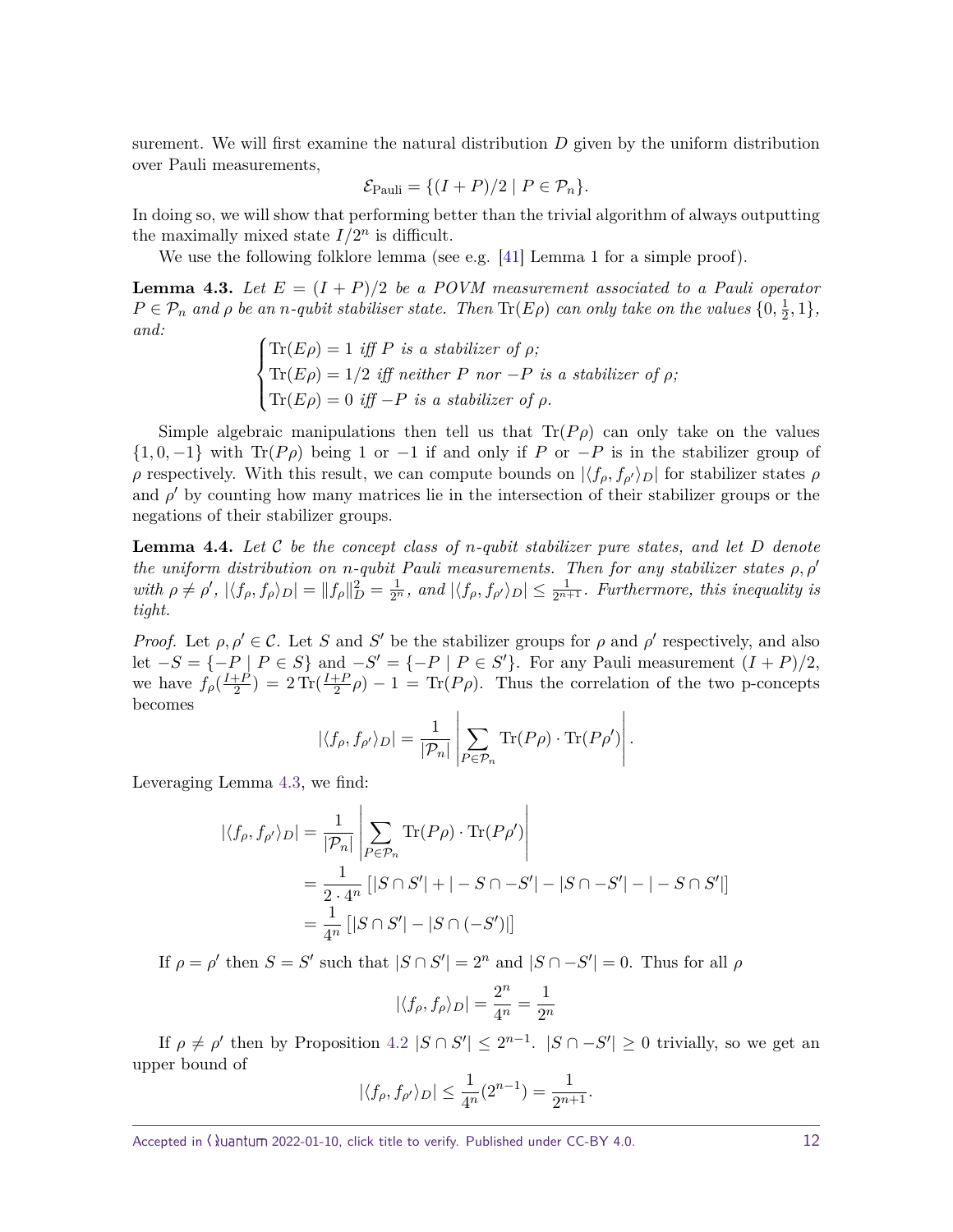surement. We will first examine the natural distribution $D$ given by the uniform distribution over Pauli measurements,

$$\mathcal{E}_{\text{Pauli}} = \{(I+P)/2 \mid P \in \mathcal{P}_n\}.$$

In doing so, we will show that performing better than the trivial algorithm of always outputting the maximally mixed state $I/2^n$ is difficult.

We use the following folklore lemma (see e.g. [41] Lemma 1 for a simple proof).

**Lemma 4.3.** *Let $E = (I+P)/2$ be a POVM measurement associated to a Pauli operator $P \in \mathcal{P}_n$ and $\rho$ be an $n$-qubit stabiliser state. Then $\operatorname{Tr}(E\rho)$ can only take on the values $\{0, \frac{1}{2}, 1\}$, and:*

$$\begin{cases} \operatorname{Tr}(E\rho) = 1 \text{ iff } P \text{ is a stabilizer of } \rho; \\ \operatorname{Tr}(E\rho) = 1/2 \text{ iff neither } P \text{ nor } -P \text{ is a stabilizer of } \rho; \\ \operatorname{Tr}(E\rho) = 0 \text{ iff } -P \text{ is a stabilizer of } \rho. \end{cases}$$

Simple algebraic manipulations then tell us that $\operatorname{Tr}(P\rho)$ can only take on the values $\{1, 0, -1\}$ with $\operatorname{Tr}(P\rho)$ being 1 or $-1$ if and only if $P$ or $-P$ is in the stabilizer group of $\rho$ respectively. With this result, we can compute bounds on $|\langle f_\rho, f_{\rho'}\rangle_D|$ for stabilizer states $\rho$ and $\rho'$ by counting how many matrices lie in the intersection of their stabilizer groups or the negations of their stabilizer groups.

**Lemma 4.4.** *Let $\mathcal{C}$ be the concept class of $n$-qubit stabilizer pure states, and let $D$ denote the uniform distribution on $n$-qubit Pauli measurements. Then for any stabilizer states $\rho, \rho'$ with $\rho \neq \rho'$, $|\langle f_\rho, f_\rho\rangle_D| = \|f_\rho\|_D^2 = \frac{1}{2^n}$, and $|\langle f_\rho, f_{\rho'}\rangle_D| \leq \frac{1}{2^{n+1}}$. Furthermore, this inequality is tight.*

*Proof.* Let $\rho, \rho' \in \mathcal{C}$. Let $S$ and $S'$ be the stabilizer groups for $\rho$ and $\rho'$ respectively, and also let $-S = \{-P \mid P \in S\}$ and $-S' = \{-P \mid P \in S'\}$. For any Pauli measurement $(I+P)/2$, we have $f_\rho(\frac{I+P}{2}) = 2\operatorname{Tr}(\frac{I+P}{2}\rho) - 1 = \operatorname{Tr}(P\rho)$. Thus the correlation of the two p-concepts becomes

$$|\langle f_\rho, f_{\rho'}\rangle_D| = \frac{1}{|\mathcal{P}_n|}\left|\sum_{P\in\mathcal{P}_n} \operatorname{Tr}(P\rho)\cdot\operatorname{Tr}(P\rho')\right|.$$

Leveraging Lemma 4.3, we find:

$$\begin{aligned} |\langle f_\rho, f_{\rho'}\rangle_D| &= \frac{1}{|\mathcal{P}_n|}\left|\sum_{P\in\mathcal{P}_n} \operatorname{Tr}(P\rho)\cdot\operatorname{Tr}(P\rho')\right| \\ &= \frac{1}{2\cdot 4^n}\left[|S\cap S'| + |-S\cap -S'| - |S\cap -S'| - |-S\cap S'|\right] \\ &= \frac{1}{4^n}\left[|S\cap S'| - |S\cap(-S')|\right] \end{aligned}$$

If $\rho = \rho'$ then $S = S'$ such that $|S\cap S'| = 2^n$ and $|S\cap -S'| = 0$. Thus for all $\rho$

$$|\langle f_\rho, f_\rho\rangle_D| = \frac{2^n}{4^n} = \frac{1}{2^n}$$

If $\rho \neq \rho'$ then by Proposition 4.2 $|S\cap S'| \leq 2^{n-1}$. $|S\cap -S'| \geq 0$ trivially, so we get an upper bound of

$$|\langle f_\rho, f_{\rho'}\rangle_D| \leq \frac{1}{4^n}(2^{n-1}) = \frac{1}{2^{n+1}}.$$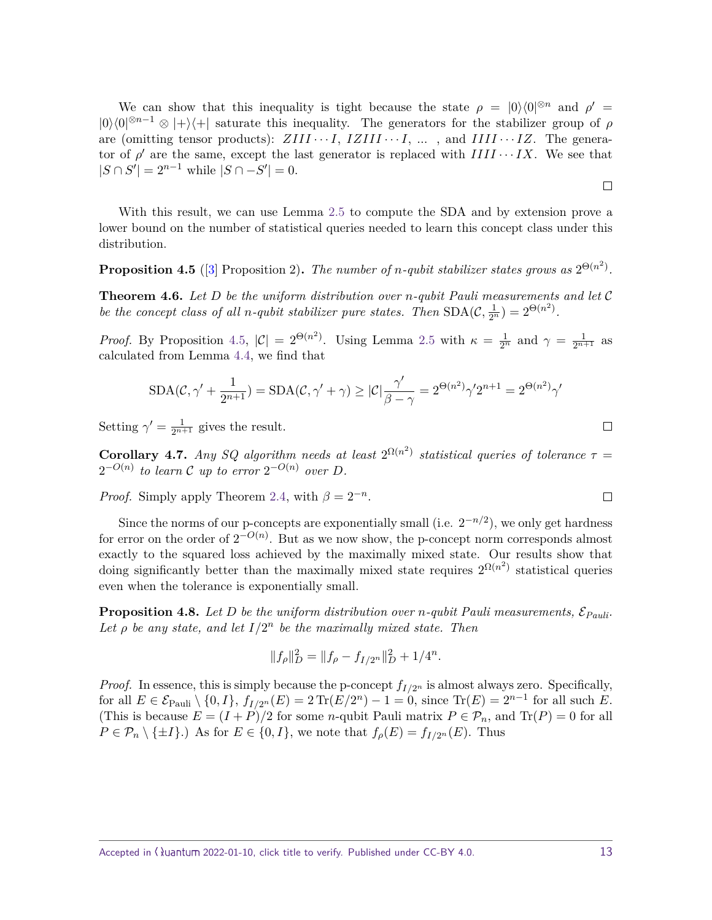We can show that this inequality is tight because the state $\rho = |0\rangle\langle 0|^{\otimes n}$ and $\rho' = |0\rangle\langle 0|^{\otimes n-1} \otimes |+\rangle\langle +|$ saturate this inequality. The generators for the stabilizer group of $\rho$ are (omitting tensor products): $ZIII\cdots I$, $IZIII\cdots I$, ... , and $IIII\cdots IZ$. The generator of $\rho'$ are the same, except the last generator is replaced with $IIII\cdots IX$. We see that $|S \cap S'| = 2^{n-1}$ while $|S \cap -S'| = 0$.

□

With this result, we can use Lemma 2.5 to compute the SDA and by extension prove a lower bound on the number of statistical queries needed to learn this concept class under this distribution.

**Proposition 4.5** ([3] Proposition 2)**.** *The number of $n$-qubit stabilizer states grows as $2^{\Theta(n^2)}$.*

**Theorem 4.6.** *Let $D$ be the uniform distribution over $n$-qubit Pauli measurements and let $\mathcal{C}$ be the concept class of all $n$-qubit stabilizer pure states. Then $\mathrm{SDA}(\mathcal{C}, \frac{1}{2^n}) = 2^{\Theta(n^2)}$.*

*Proof.* By Proposition 4.5, $|\mathcal{C}| = 2^{\Theta(n^2)}$. Using Lemma 2.5 with $\kappa = \frac{1}{2^n}$ and $\gamma = \frac{1}{2^{n+1}}$ as calculated from Lemma 4.4, we find that

$$\mathrm{SDA}(\mathcal{C}, \gamma' + \frac{1}{2^{n+1}}) = \mathrm{SDA}(\mathcal{C}, \gamma' + \gamma) \geq |\mathcal{C}| \frac{\gamma'}{\beta - \gamma} = 2^{\Theta(n^2)} \gamma' 2^{n+1} = 2^{\Theta(n^2)} \gamma'$$

Setting $\gamma' = \frac{1}{2^{n+1}}$ gives the result. □

**Corollary 4.7.** *Any SQ algorithm needs at least $2^{\Omega(n^2)}$ statistical queries of tolerance $\tau = 2^{-O(n)}$ to learn $\mathcal{C}$ up to error $2^{-O(n)}$ over $D$.*

*Proof.* Simply apply Theorem 2.4, with $\beta = 2^{-n}$. □

Since the norms of our p-concepts are exponentially small (i.e. $2^{-n/2}$), we only get hardness for error on the order of $2^{-O(n)}$. But as we now show, the p-concept norm corresponds almost exactly to the squared loss achieved by the maximally mixed state. Our results show that doing significantly better than the maximally mixed state requires $2^{\Omega(n^2)}$ statistical queries even when the tolerance is exponentially small.

**Proposition 4.8.** *Let $D$ be the uniform distribution over $n$-qubit Pauli measurements, $\mathcal{E}_{Pauli}$. Let $\rho$ be any state, and let $I/2^n$ be the maximally mixed state. Then*

$$\|f_\rho\|_D^2 = \|f_\rho - f_{I/2^n}\|_D^2 + 1/4^n.$$

*Proof.* In essence, this is simply because the p-concept $f_{I/2^n}$ is almost always zero. Specifically, for all $E \in \mathcal{E}_{\mathrm{Pauli}} \setminus \{0, I\}$, $f_{I/2^n}(E) = 2\,\mathrm{Tr}(E/2^n) - 1 = 0$, since $\mathrm{Tr}(E) = 2^{n-1}$ for all such $E$. (This is because $E = (I + P)/2$ for some $n$-qubit Pauli matrix $P \in \mathcal{P}_n$, and $\mathrm{Tr}(P) = 0$ for all $P \in \mathcal{P}_n \setminus \{\pm I\}$.) As for $E \in \{0, I\}$, we note that $f_\rho(E) = f_{I/2^n}(E)$. Thus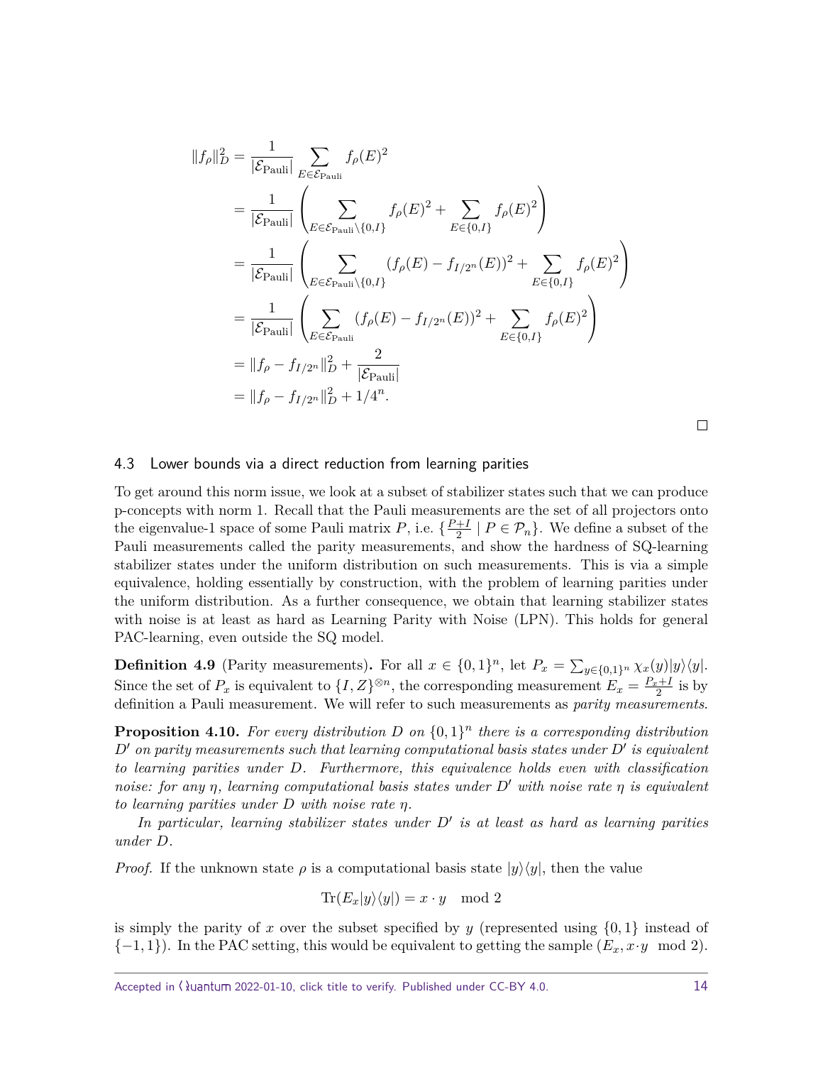$$
\begin{aligned}
\|f_\rho\|_D^2 &= \frac{1}{|\mathcal{E}_{\text{Pauli}}|} \sum_{E \in \mathcal{E}_{\text{Pauli}}} f_\rho(E)^2 \\
&= \frac{1}{|\mathcal{E}_{\text{Pauli}}|} \left( \sum_{E \in \mathcal{E}_{\text{Pauli}} \setminus \{0, I\}} f_\rho(E)^2 + \sum_{E \in \{0, I\}} f_\rho(E)^2 \right) \\
&= \frac{1}{|\mathcal{E}_{\text{Pauli}}|} \left( \sum_{E \in \mathcal{E}_{\text{Pauli}} \setminus \{0, I\}} (f_\rho(E) - f_{I/2^n}(E))^2 + \sum_{E \in \{0, I\}} f_\rho(E)^2 \right) \\
&= \frac{1}{|\mathcal{E}_{\text{Pauli}}|} \left( \sum_{E \in \mathcal{E}_{\text{Pauli}}} (f_\rho(E) - f_{I/2^n}(E))^2 + \sum_{E \in \{0, I\}} f_\rho(E)^2 \right) \\
&= \|f_\rho - f_{I/2^n}\|_D^2 + \frac{2}{|\mathcal{E}_{\text{Pauli}}|} \\
&= \|f_\rho - f_{I/2^n}\|_D^2 + 1/4^n.
\end{aligned}
$$

□

### 4.3 Lower bounds via a direct reduction from learning parities

To get around this norm issue, we look at a subset of stabilizer states such that we can produce p-concepts with norm 1. Recall that the Pauli measurements are the set of all projectors onto the eigenvalue-1 space of some Pauli matrix $P$, i.e. $\{\frac{P+I}{2} \mid P \in \mathcal{P}_n\}$. We define a subset of the Pauli measurements called the parity measurements, and show the hardness of SQ-learning stabilizer states under the uniform distribution on such measurements. This is via a simple equivalence, holding essentially by construction, with the problem of learning parities under the uniform distribution. As a further consequence, we obtain that learning stabilizer states with noise is at least as hard as Learning Parity with Noise (LPN). This holds for general PAC-learning, even outside the SQ model.

**Definition 4.9** (Parity measurements)**.** For all $x \in \{0,1\}^n$, let $P_x = \sum_{y \in \{0,1\}^n} \chi_x(y) |y\rangle\langle y|$. Since the set of $P_x$ is equivalent to $\{I, Z\}^{\otimes n}$, the corresponding measurement $E_x = \frac{P_x + I}{2}$ is by definition a Pauli measurement. We will refer to such measurements as *parity measurements*.

**Proposition 4.10.** *For every distribution $D$ on $\{0,1\}^n$ there is a corresponding distribution $D'$ on parity measurements such that learning computational basis states under $D'$ is equivalent to learning parities under $D$. Furthermore, this equivalence holds even with classification noise: for any $\eta$, learning computational basis states under $D'$ with noise rate $\eta$ is equivalent to learning parities under $D$ with noise rate $\eta$.*

*In particular, learning stabilizer states under $D'$ is at least as hard as learning parities under $D$.*

*Proof.* If the unknown state $\rho$ is a computational basis state $|y\rangle\langle y|$, then the value

$$\text{Tr}(E_x |y\rangle\langle y|) = x \cdot y \mod 2$$

is simply the parity of $x$ over the subset specified by $y$ (represented using $\{0,1\}$ instead of $\{-1,1\}$). In the PAC setting, this would be equivalent to getting the sample $(E_x, x \cdot y \mod 2)$.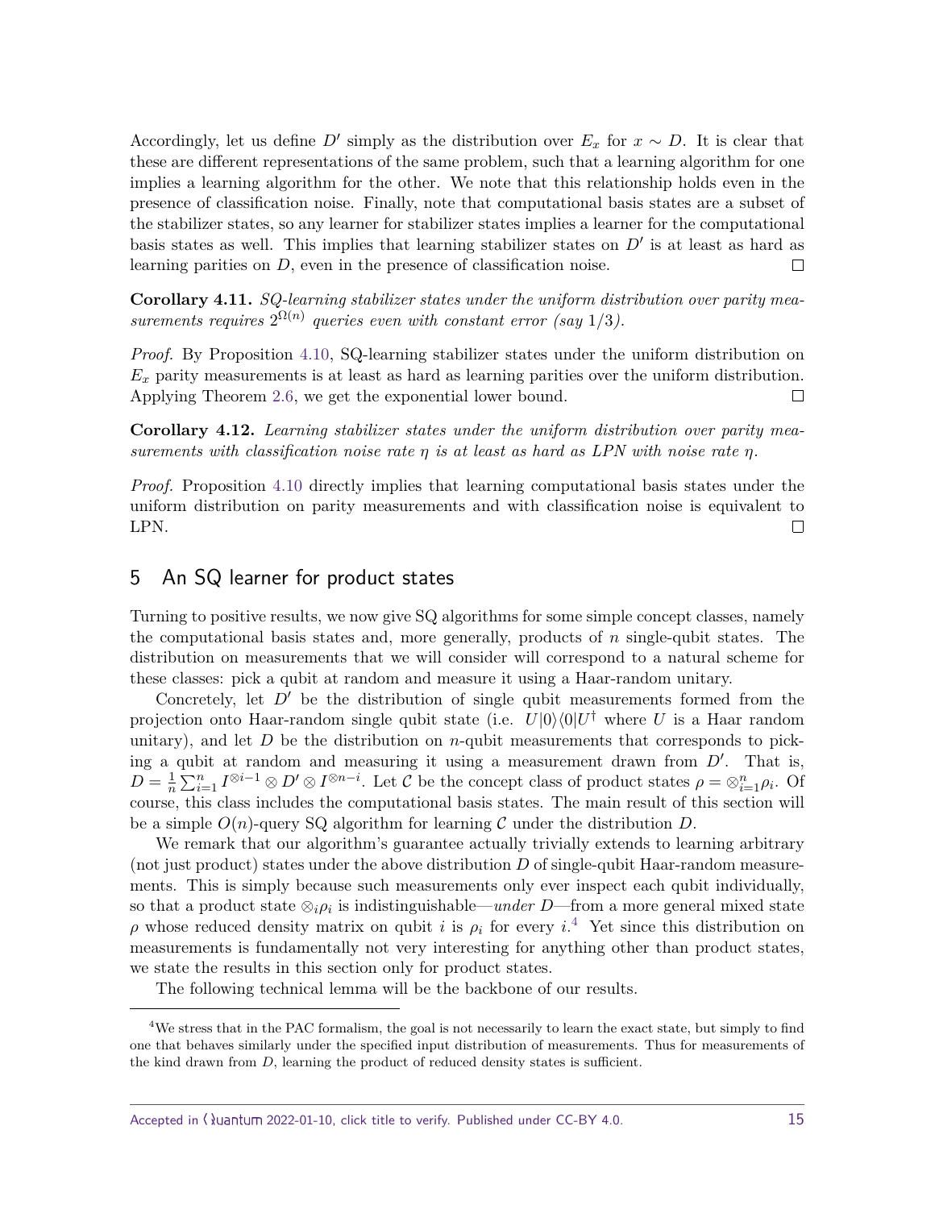Accordingly, let us define $D'$ simply as the distribution over $E_x$ for $x \sim D$. It is clear that these are different representations of the same problem, such that a learning algorithm for one implies a learning algorithm for the other. We note that this relationship holds even in the presence of classification noise. Finally, note that computational basis states are a subset of the stabilizer states, so any learner for stabilizer states implies a learner for the computational basis states as well. This implies that learning stabilizer states on $D'$ is at least as hard as learning parities on $D$, even in the presence of classification noise. $\square$

**Corollary 4.11.** *SQ-learning stabilizer states under the uniform distribution over parity measurements requires $2^{\Omega(n)}$ queries even with constant error (say $1/3$).*

*Proof.* By Proposition 4.10, SQ-learning stabilizer states under the uniform distribution on $E_x$ parity measurements is at least as hard as learning parities over the uniform distribution. Applying Theorem 2.6, we get the exponential lower bound. $\square$

**Corollary 4.12.** *Learning stabilizer states under the uniform distribution over parity measurements with classification noise rate $\eta$ is at least as hard as LPN with noise rate $\eta$.*

*Proof.* Proposition 4.10 directly implies that learning computational basis states under the uniform distribution on parity measurements and with classification noise is equivalent to LPN. $\square$

## 5 An SQ learner for product states

Turning to positive results, we now give SQ algorithms for some simple concept classes, namely the computational basis states and, more generally, products of $n$ single-qubit states. The distribution on measurements that we will consider will correspond to a natural scheme for these classes: pick a qubit at random and measure it using a Haar-random unitary.

Concretely, let $D'$ be the distribution of single qubit measurements formed from the projection onto Haar-random single qubit state (i.e. $U|0\rangle\langle 0|U^\dagger$ where $U$ is a Haar random unitary), and let $D$ be the distribution on $n$-qubit measurements that corresponds to picking a qubit at random and measuring it using a measurement drawn from $D'$. That is, $D = \frac{1}{n}\sum_{i=1}^{n} I^{\otimes i-1} \otimes D' \otimes I^{\otimes n-i}$. Let $\mathcal{C}$ be the concept class of product states $\rho = \otimes_{i=1}^{n}\rho_i$. Of course, this class includes the computational basis states. The main result of this section will be a simple $O(n)$-query SQ algorithm for learning $\mathcal{C}$ under the distribution $D$.

We remark that our algorithm's guarantee actually trivially extends to learning arbitrary (not just product) states under the above distribution $D$ of single-qubit Haar-random measurements. This is simply because such measurements only ever inspect each qubit individually, so that a product state $\otimes_i \rho_i$ is indistinguishable—*under $D$*—from a more general mixed state $\rho$ whose reduced density matrix on qubit $i$ is $\rho_i$ for every $i$.[4] Yet since this distribution on measurements is fundamentally not very interesting for anything other than product states, we state the results in this section only for product states.

The following technical lemma will be the backbone of our results.

[4] We stress that in the PAC formalism, the goal is not necessarily to learn the exact state, but simply to find one that behaves similarly under the specified input distribution of measurements. Thus for measurements of the kind drawn from $D$, learning the product of reduced density states is sufficient.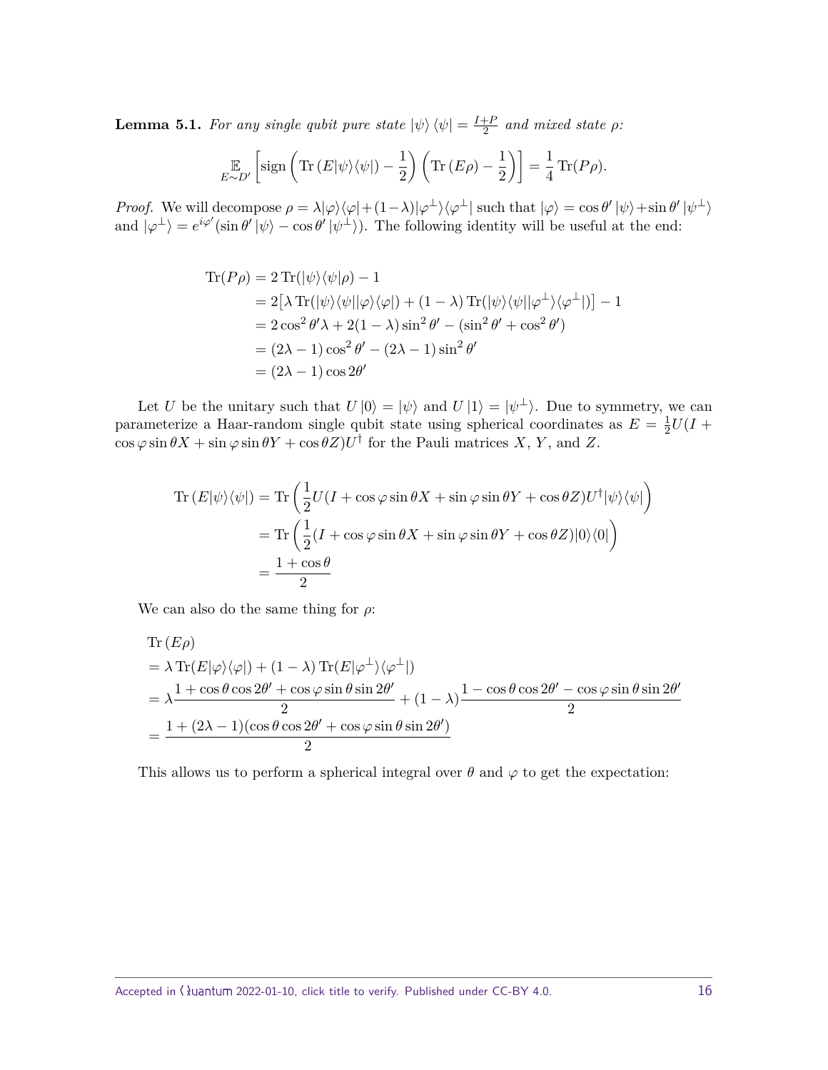**Lemma 5.1.** *For any single qubit pure state $|\psi\rangle\langle\psi| = \frac{I+P}{2}$ and mixed state $\rho$:*

$$\mathop{\mathbb{E}}_{E\sim D'}\left[\operatorname{sign}\left(\operatorname{Tr}\left(E|\psi\rangle\langle\psi|\right) - \frac{1}{2}\right)\left(\operatorname{Tr}\left(E\rho\right) - \frac{1}{2}\right)\right] = \frac{1}{4}\operatorname{Tr}(P\rho).$$

*Proof.* We will decompose $\rho = \lambda|\varphi\rangle\langle\varphi| + (1-\lambda)|\varphi^\perp\rangle\langle\varphi^\perp|$ such that $|\varphi\rangle = \cos\theta'|\psi\rangle + \sin\theta'|\psi^\perp\rangle$ and $|\varphi^\perp\rangle = e^{i\varphi'}(\sin\theta'|\psi\rangle - \cos\theta'|\psi^\perp\rangle)$. The following identity will be useful at the end:

$$\begin{aligned}
\operatorname{Tr}(P\rho) &= 2\operatorname{Tr}(|\psi\rangle\langle\psi|\rho) - 1 \\
&= 2\big[\lambda\operatorname{Tr}(|\psi\rangle\langle\psi||\varphi\rangle\langle\varphi|) + (1-\lambda)\operatorname{Tr}(|\psi\rangle\langle\psi||\varphi^\perp\rangle\langle\varphi^\perp|)\big] - 1 \\
&= 2\cos^2\theta'\lambda + 2(1-\lambda)\sin^2\theta' - (\sin^2\theta' + \cos^2\theta') \\
&= (2\lambda - 1)\cos^2\theta' - (2\lambda-1)\sin^2\theta' \\
&= (2\lambda-1)\cos 2\theta'
\end{aligned}$$

Let $U$ be the unitary such that $U|0\rangle = |\psi\rangle$ and $U|1\rangle = |\psi^\perp\rangle$. Due to symmetry, we can parameterize a Haar-random single qubit state using spherical coordinates as $E = \frac{1}{2}U(I + \cos\varphi\sin\theta X + \sin\varphi\sin\theta Y + \cos\theta Z)U^\dagger$ for the Pauli matrices $X$, $Y$, and $Z$.

$$\begin{aligned}
\operatorname{Tr}\left(E|\psi\rangle\langle\psi|\right) &= \operatorname{Tr}\left(\frac{1}{2}U(I + \cos\varphi\sin\theta X + \sin\varphi\sin\theta Y + \cos\theta Z)U^\dagger|\psi\rangle\langle\psi|\right) \\
&= \operatorname{Tr}\left(\frac{1}{2}(I + \cos\varphi\sin\theta X + \sin\varphi\sin\theta Y + \cos\theta Z)|0\rangle\langle 0|\right) \\
&= \frac{1+\cos\theta}{2}
\end{aligned}$$

We can also do the same thing for $\rho$:

$$\begin{aligned}
&\operatorname{Tr}\left(E\rho\right) \\
&= \lambda\operatorname{Tr}(E|\varphi\rangle\langle\varphi|) + (1-\lambda)\operatorname{Tr}(E|\varphi^\perp\rangle\langle\varphi^\perp|) \\
&= \lambda\frac{1 + \cos\theta\cos 2\theta' + \cos\varphi\sin\theta\sin 2\theta'}{2} + (1-\lambda)\frac{1 - \cos\theta\cos 2\theta' - \cos\varphi\sin\theta\sin 2\theta'}{2} \\
&= \frac{1 + (2\lambda-1)(\cos\theta\cos 2\theta' + \cos\varphi\sin\theta\sin 2\theta')}{2}
\end{aligned}$$

This allows us to perform a spherical integral over $\theta$ and $\varphi$ to get the expectation: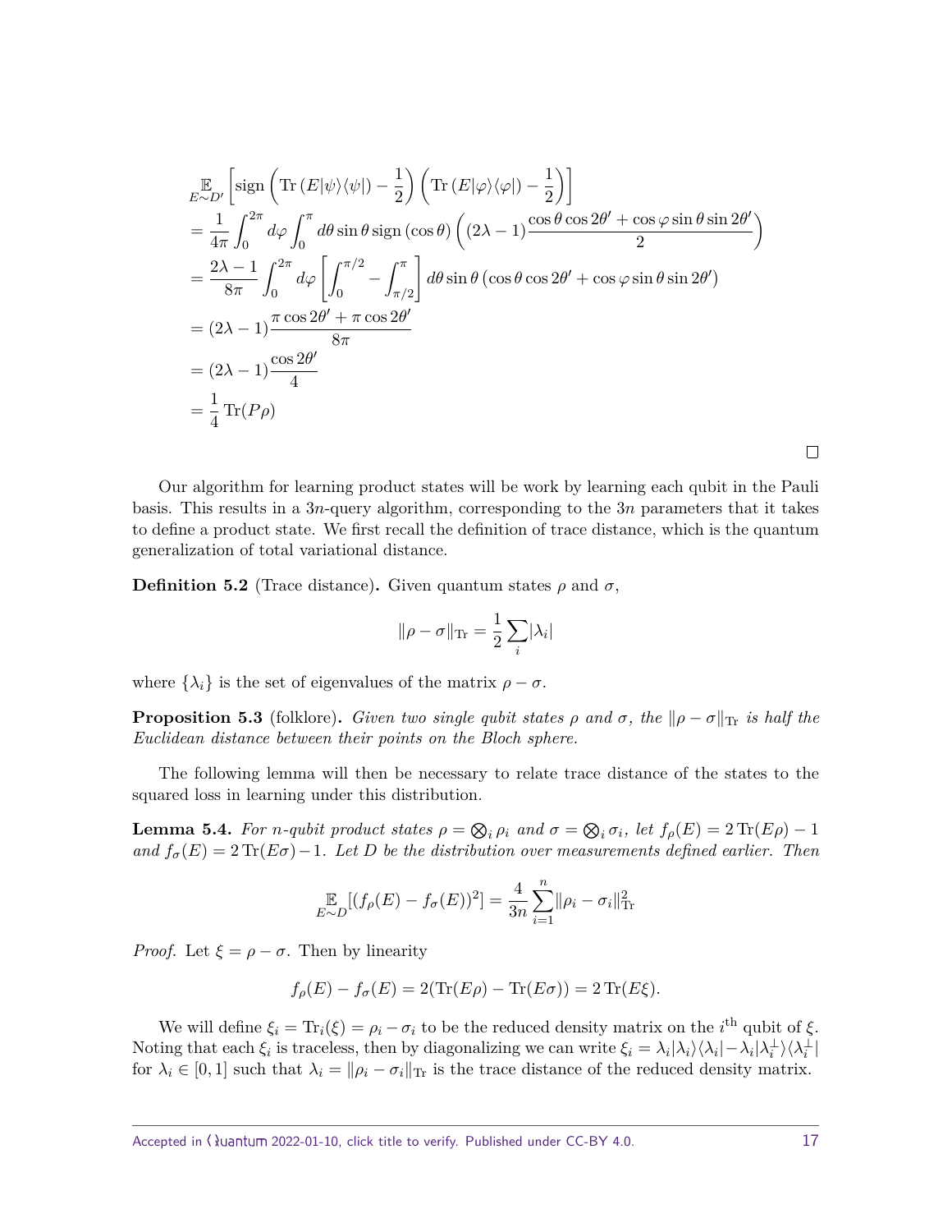$$
\begin{aligned}
&\mathop{\mathbb{E}}_{E\sim D'}\left[\operatorname{sign}\left(\operatorname{Tr}\left(E|\psi\rangle\langle\psi|\right)-\frac{1}{2}\right)\left(\operatorname{Tr}\left(E|\varphi\rangle\langle\varphi|\right)-\frac{1}{2}\right)\right] \\
&= \frac{1}{4\pi}\int_0^{2\pi} d\varphi \int_0^{\pi} d\theta \sin\theta \operatorname{sign}\left(\cos\theta\right)\left((2\lambda-1)\frac{\cos\theta\cos 2\theta' + \cos\varphi\sin\theta\sin 2\theta'}{2}\right) \\
&= \frac{2\lambda-1}{8\pi}\int_0^{2\pi} d\varphi \left[\int_0^{\pi/2} - \int_{\pi/2}^{\pi}\right] d\theta \sin\theta \left(\cos\theta\cos 2\theta' + \cos\varphi\sin\theta\sin 2\theta'\right) \\
&= (2\lambda-1)\frac{\pi\cos 2\theta' + \pi\cos 2\theta'}{8\pi} \\
&= (2\lambda-1)\frac{\cos 2\theta'}{4} \\
&= \frac{1}{4}\operatorname{Tr}(P\rho)
\end{aligned}
$$

□

Our algorithm for learning product states will be work by learning each qubit in the Pauli basis. This results in a $3n$-query algorithm, corresponding to the $3n$ parameters that it takes to define a product state. We first recall the definition of trace distance, which is the quantum generalization of total variational distance.

**Definition 5.2** (Trace distance)**.** Given quantum states $\rho$ and $\sigma$,

$$
\|\rho - \sigma\|_{\mathrm{Tr}} = \frac{1}{2}\sum_i |\lambda_i|
$$

where $\{\lambda_i\}$ is the set of eigenvalues of the matrix $\rho - \sigma$.

**Proposition 5.3** (folklore)**.** *Given two single qubit states $\rho$ and $\sigma$, the $\|\rho - \sigma\|_{\mathrm{Tr}}$ is half the Euclidean distance between their points on the Bloch sphere.*

The following lemma will then be necessary to relate trace distance of the states to the squared loss in learning under this distribution.

**Lemma 5.4.** *For $n$-qubit product states $\rho = \bigotimes_i \rho_i$ and $\sigma = \bigotimes_i \sigma_i$, let $f_\rho(E) = 2\operatorname{Tr}(E\rho) - 1$ and $f_\sigma(E) = 2\operatorname{Tr}(E\sigma) - 1$. Let $D$ be the distribution over measurements defined earlier. Then*

$$
\mathop{\mathbb{E}}_{E\sim D}[(f_\rho(E) - f_\sigma(E))^2] = \frac{4}{3n}\sum_{i=1}^{n} \|\rho_i - \sigma_i\|_{\mathrm{Tr}}^2
$$

*Proof.* Let $\xi = \rho - \sigma$. Then by linearity

$$
f_\rho(E) - f_\sigma(E) = 2(\operatorname{Tr}(E\rho) - \operatorname{Tr}(E\sigma)) = 2\operatorname{Tr}(E\xi).
$$

We will define $\xi_i = \operatorname{Tr}_i(\xi) = \rho_i - \sigma_i$ to be the reduced density matrix on the $i^{\text{th}}$ qubit of $\xi$. Noting that each $\xi_i$ is traceless, then by diagonalizing we can write $\xi_i = \lambda_i|\lambda_i\rangle\langle\lambda_i| - \lambda_i|\lambda_i^\perp\rangle\langle\lambda_i^\perp|$ for $\lambda_i \in [0,1]$ such that $\lambda_i = \|\rho_i - \sigma_i\|_{\mathrm{Tr}}$ is the trace distance of the reduced density matrix.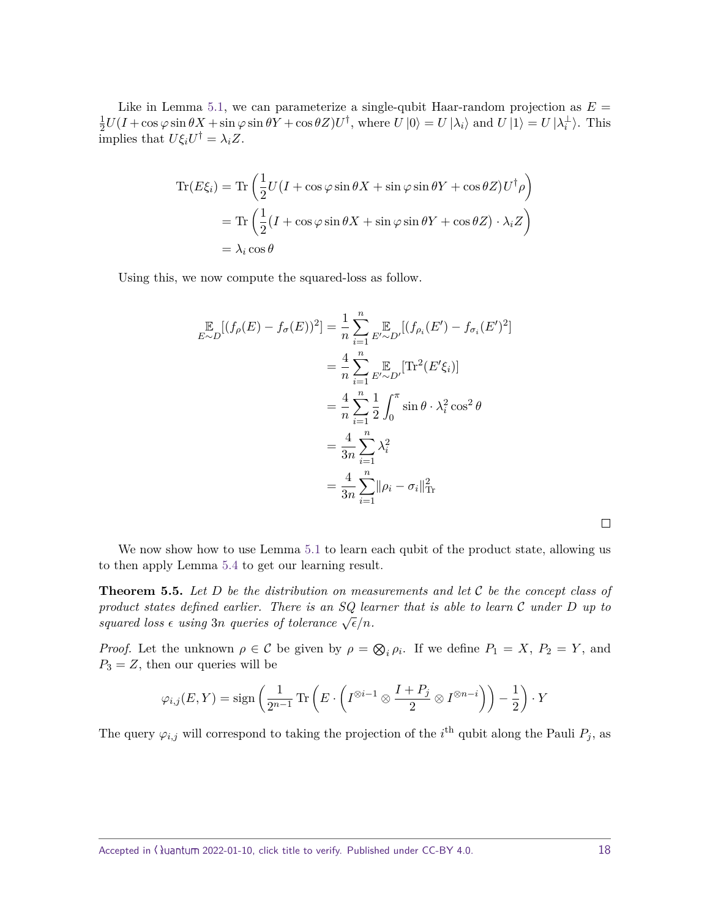Like in Lemma 5.1, we can parameterize a single-qubit Haar-random projection as $E = \frac{1}{2}U(I + \cos\varphi\sin\theta X + \sin\varphi\sin\theta Y + \cos\theta Z)U^\dagger$, where $U|0\rangle = U|\lambda_i\rangle$ and $U|1\rangle = U|\lambda_i^\perp\rangle$. This implies that $U\xi_i U^\dagger = \lambda_i Z$.

$$
\begin{aligned}
\operatorname{Tr}(E\xi_i) &= \operatorname{Tr}\left(\frac{1}{2}U(I + \cos\varphi\sin\theta X + \sin\varphi\sin\theta Y + \cos\theta Z)U^\dagger\rho\right) \\
&= \operatorname{Tr}\left(\frac{1}{2}(I + \cos\varphi\sin\theta X + \sin\varphi\sin\theta Y + \cos\theta Z)\cdot\lambda_i Z\right) \\
&= \lambda_i\cos\theta
\end{aligned}
$$

Using this, we now compute the squared-loss as follow.

$$
\begin{aligned}
\mathop{\mathbb{E}}_{E\sim D}[(f_\rho(E) - f_\sigma(E))^2] &= \frac{1}{n}\sum_{i=1}^n \mathop{\mathbb{E}}_{E'\sim D'}[(f_{\rho_i}(E') - f_{\sigma_i}(E')^2] \\
&= \frac{4}{n}\sum_{i=1}^n \mathop{\mathbb{E}}_{E'\sim D'}[\operatorname{Tr}^2(E'\xi_i)] \\
&= \frac{4}{n}\sum_{i=1}^n \frac{1}{2}\int_0^\pi \sin\theta\cdot\lambda_i^2\cos^2\theta \\
&= \frac{4}{3n}\sum_{i=1}^n \lambda_i^2 \\
&= \frac{4}{3n}\sum_{i=1}^n \|\rho_i - \sigma_i\|_{\operatorname{Tr}}^2
\end{aligned}
$$

□

We now show how to use Lemma 5.1 to learn each qubit of the product state, allowing us to then apply Lemma 5.4 to get our learning result.

**Theorem 5.5.** *Let $D$ be the distribution on measurements and let $\mathcal{C}$ be the concept class of product states defined earlier. There is an SQ learner that is able to learn $\mathcal{C}$ under $D$ up to squared loss $\epsilon$ using $3n$ queries of tolerance $\sqrt{\epsilon}/n$.*

*Proof.* Let the unknown $\rho \in \mathcal{C}$ be given by $\rho = \bigotimes_i \rho_i$. If we define $P_1 = X$, $P_2 = Y$, and $P_3 = Z$, then our queries will be

$$
\varphi_{i,j}(E, Y) = \operatorname{sign}\left(\frac{1}{2^{n-1}}\operatorname{Tr}\left(E\cdot\left(I^{\otimes i-1}\otimes\frac{I + P_j}{2}\otimes I^{\otimes n-i}\right)\right) - \frac{1}{2}\right)\cdot Y
$$

The query $\varphi_{i,j}$ will correspond to taking the projection of the $i^{\text{th}}$ qubit along the Pauli $P_j$, as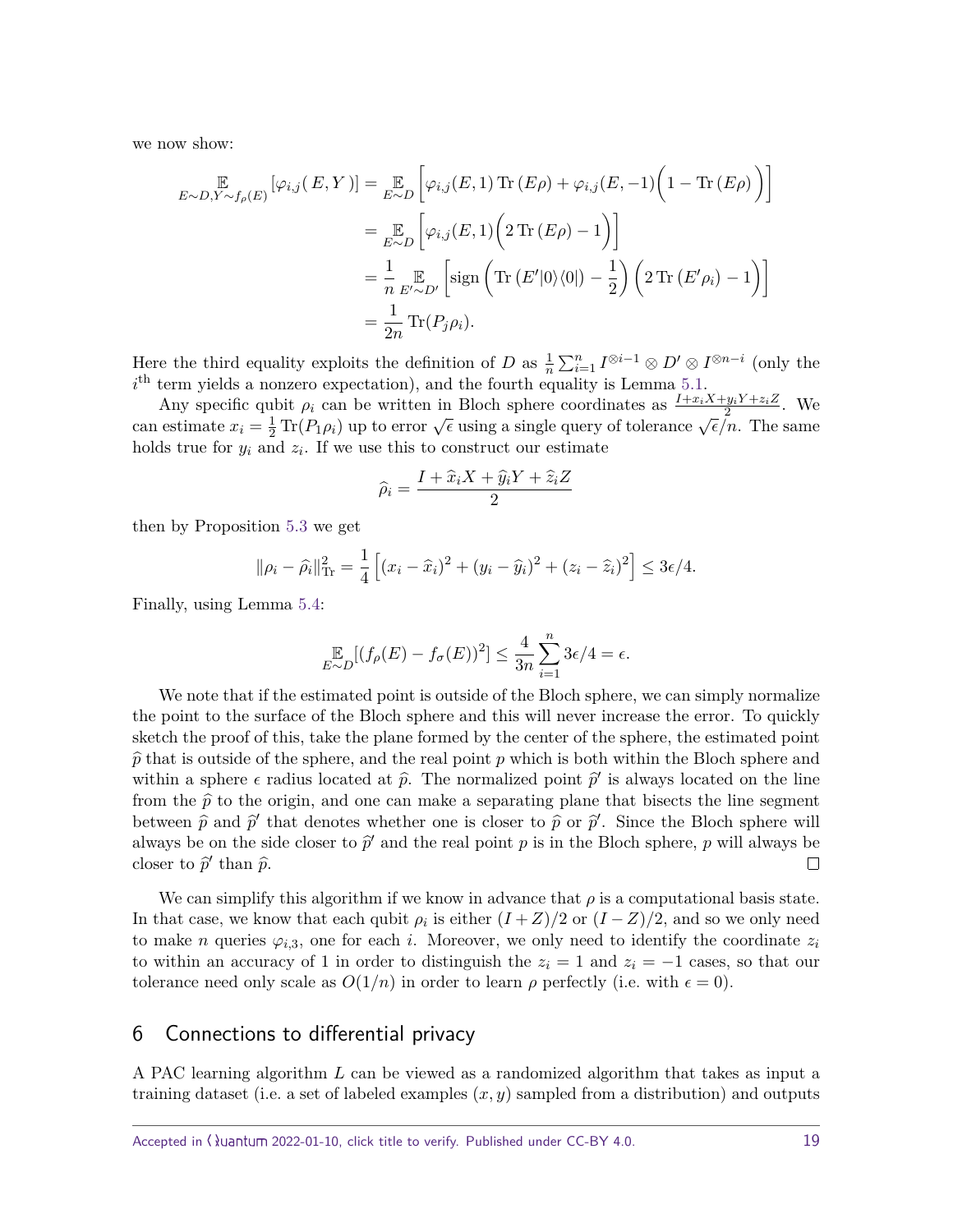we now show:

$$
\begin{aligned}
\mathop{\mathbb{E}}_{E\sim D, Y\sim f_\rho(E)}[\varphi_{i,j}(E,Y)] &= \mathop{\mathbb{E}}_{E\sim D}\left[\varphi_{i,j}(E,1)\operatorname{Tr}(E\rho) + \varphi_{i,j}(E,-1)\Big(1-\operatorname{Tr}(E\rho)\Big)\right] \\
&= \mathop{\mathbb{E}}_{E\sim D}\left[\varphi_{i,j}(E,1)\Big(2\operatorname{Tr}(E\rho)-1\Big)\right] \\
&= \frac{1}{n}\mathop{\mathbb{E}}_{E'\sim D'}\left[\operatorname{sign}\left(\operatorname{Tr}(E'|0\rangle\langle 0|)-\frac{1}{2}\right)\left(2\operatorname{Tr}(E'\rho_i)-1\right)\right] \\
&= \frac{1}{2n}\operatorname{Tr}(P_j\rho_i).
\end{aligned}
$$

Here the third equality exploits the definition of $D$ as $\frac{1}{n}\sum_{i=1}^n I^{\otimes i-1}\otimes D'\otimes I^{\otimes n-i}$ (only the $i^{\text{th}}$ term yields a nonzero expectation), and the fourth equality is Lemma 5.1.

Any specific qubit $\rho_i$ can be written in Bloch sphere coordinates as $\frac{I+x_iX+y_iY+z_iZ}{2}$. We can estimate $x_i = \frac{1}{2}\operatorname{Tr}(P_1\rho_i)$ up to error $\sqrt{\epsilon}$ using a single query of tolerance $\sqrt{\epsilon}/n$. The same holds true for $y_i$ and $z_i$. If we use this to construct our estimate

$$
\widehat{\rho}_i = \frac{I+\widehat{x}_iX+\widehat{y}_iY+\widehat{z}_iZ}{2}
$$

then by Proposition 5.3 we get

$$
\|\rho_i-\widehat{\rho}_i\|_{\operatorname{Tr}}^2 = \frac{1}{4}\left[(x_i-\widehat{x}_i)^2+(y_i-\widehat{y}_i)^2+(z_i-\widehat{z}_i)^2\right] \le 3\epsilon/4.
$$

Finally, using Lemma 5.4:

$$
\mathop{\mathbb{E}}_{E\sim D}[(f_\rho(E)-f_\sigma(E))^2] \le \frac{4}{3n}\sum_{i=1}^n 3\epsilon/4 = \epsilon.
$$

We note that if the estimated point is outside of the Bloch sphere, we can simply normalize the point to the surface of the Bloch sphere and this will never increase the error. To quickly sketch the proof of this, take the plane formed by the center of the sphere, the estimated point $\widehat{p}$ that is outside of the sphere, and the real point $p$ which is both within the Bloch sphere and within a sphere $\epsilon$ radius located at $\widehat{p}$. The normalized point $\widehat{p}'$ is always located on the line from the $\widehat{p}$ to the origin, and one can make a separating plane that bisects the line segment between $\widehat{p}$ and $\widehat{p}'$ that denotes whether one is closer to $\widehat{p}$ or $\widehat{p}'$. Since the Bloch sphere will always be on the side closer to $\widehat{p}'$ and the real point $p$ is in the Bloch sphere, $p$ will always be closer to $\widehat{p}'$ than $\widehat{p}$. □

We can simplify this algorithm if we know in advance that $\rho$ is a computational basis state. In that case, we know that each qubit $\rho_i$ is either $(I+Z)/2$ or $(I-Z)/2$, and so we only need to make $n$ queries $\varphi_{i,3}$, one for each $i$. Moreover, we only need to identify the coordinate $z_i$ to within an accuracy of 1 in order to distinguish the $z_i = 1$ and $z_i = -1$ cases, so that our tolerance need only scale as $O(1/n)$ in order to learn $\rho$ perfectly (i.e. with $\epsilon = 0$).

## 6 Connections to differential privacy

A PAC learning algorithm $L$ can be viewed as a randomized algorithm that takes as input a training dataset (i.e. a set of labeled examples $(x, y)$ sampled from a distribution) and outputs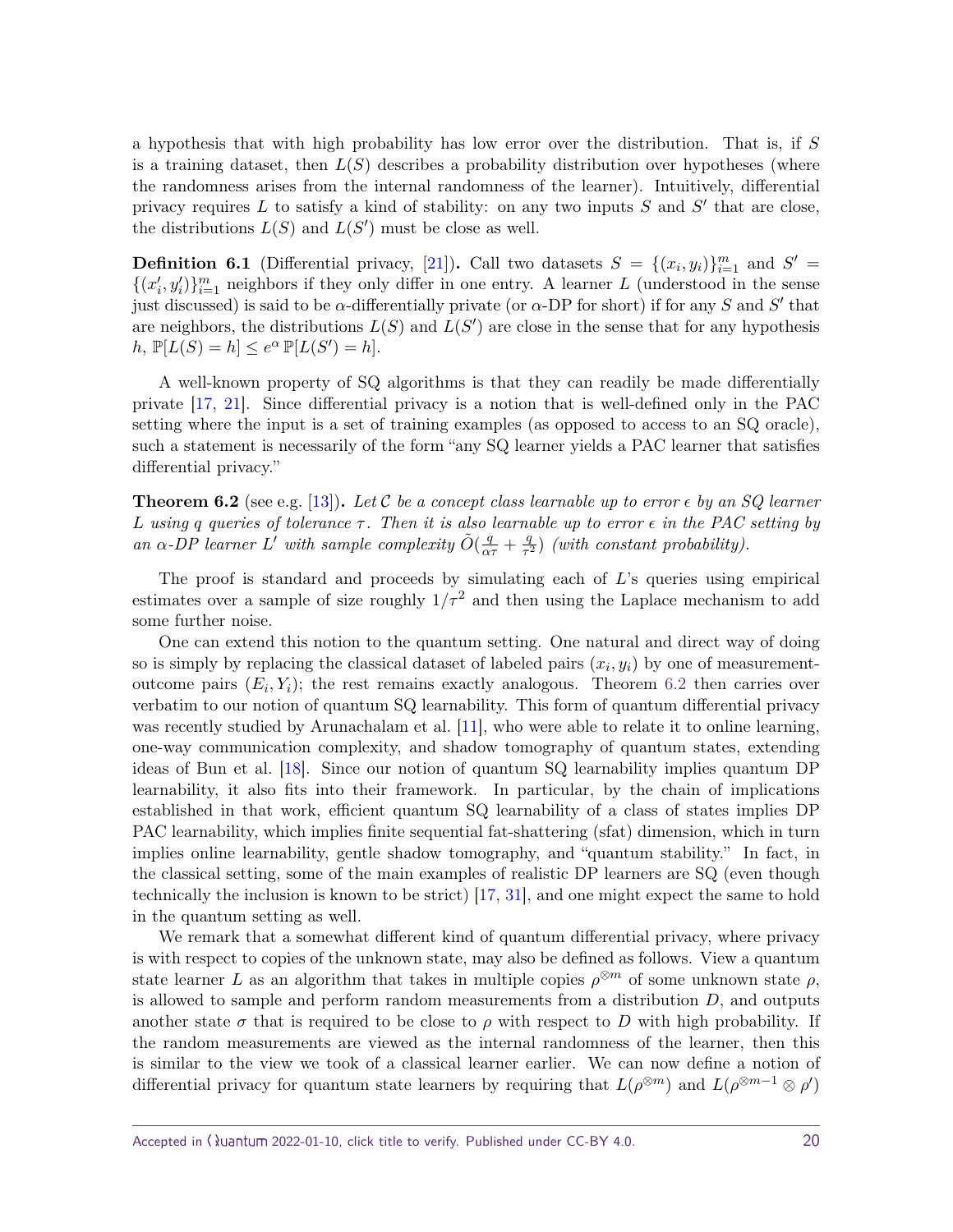a hypothesis that with high probability has low error over the distribution. That is, if $S$ is a training dataset, then $L(S)$ describes a probability distribution over hypotheses (where the randomness arises from the internal randomness of the learner). Intuitively, differential privacy requires $L$ to satisfy a kind of stability: on any two inputs $S$ and $S'$ that are close, the distributions $L(S)$ and $L(S')$ must be close as well.

**Definition 6.1** (Differential privacy, [21])**.** Call two datasets $S = \{(x_i, y_i)\}_{i=1}^m$ and $S' = \{(x_i', y_i')\}_{i=1}^m$ neighbors if they only differ in one entry. A learner $L$ (understood in the sense just discussed) is said to be $\alpha$-differentially private (or $\alpha$-DP for short) if for any $S$ and $S'$ that are neighbors, the distributions $L(S)$ and $L(S')$ are close in the sense that for any hypothesis $h$, $\mathbb{P}[L(S) = h] \leq e^{\alpha}\, \mathbb{P}[L(S') = h]$.

A well-known property of SQ algorithms is that they can readily be made differentially private [17, 21]. Since differential privacy is a notion that is well-defined only in the PAC setting where the input is a set of training examples (as opposed to access to an SQ oracle), such a statement is necessarily of the form "any SQ learner yields a PAC learner that satisfies differential privacy."

**Theorem 6.2** (see e.g. [13])**.** *Let $\mathcal{C}$ be a concept class learnable up to error $\epsilon$ by an SQ learner $L$ using $q$ queries of tolerance $\tau$. Then it is also learnable up to error $\epsilon$ in the PAC setting by an $\alpha$-DP learner $L'$ with sample complexity $\tilde{O}(\frac{q}{\alpha\tau} + \frac{q}{\tau^2})$ (with constant probability).*

The proof is standard and proceeds by simulating each of $L$'s queries using empirical estimates over a sample of size roughly $1/\tau^2$ and then using the Laplace mechanism to add some further noise.

One can extend this notion to the quantum setting. One natural and direct way of doing so is simply by replacing the classical dataset of labeled pairs $(x_i, y_i)$ by one of measurement-outcome pairs $(E_i, Y_i)$; the rest remains exactly analogous. Theorem 6.2 then carries over verbatim to our notion of quantum SQ learnability. This form of quantum differential privacy was recently studied by Arunachalam et al. [11], who were able to relate it to online learning, one-way communication complexity, and shadow tomography of quantum states, extending ideas of Bun et al. [18]. Since our notion of quantum SQ learnability implies quantum DP learnability, it also fits into their framework. In particular, by the chain of implications established in that work, efficient quantum SQ learnability of a class of states implies DP PAC learnability, which implies finite sequential fat-shattering (sfat) dimension, which in turn implies online learnability, gentle shadow tomography, and "quantum stability." In fact, in the classical setting, some of the main examples of realistic DP learners are SQ (even though technically the inclusion is known to be strict) [17, 31], and one might expect the same to hold in the quantum setting as well.

We remark that a somewhat different kind of quantum differential privacy, where privacy is with respect to copies of the unknown state, may also be defined as follows. View a quantum state learner $L$ as an algorithm that takes in multiple copies $\rho^{\otimes m}$ of some unknown state $\rho$, is allowed to sample and perform random measurements from a distribution $D$, and outputs another state $\sigma$ that is required to be close to $\rho$ with respect to $D$ with high probability. If the random measurements are viewed as the internal randomness of the learner, then this is similar to the view we took of a classical learner earlier. We can now define a notion of differential privacy for quantum state learners by requiring that $L(\rho^{\otimes m})$ and $L(\rho^{\otimes m-1} \otimes \rho')$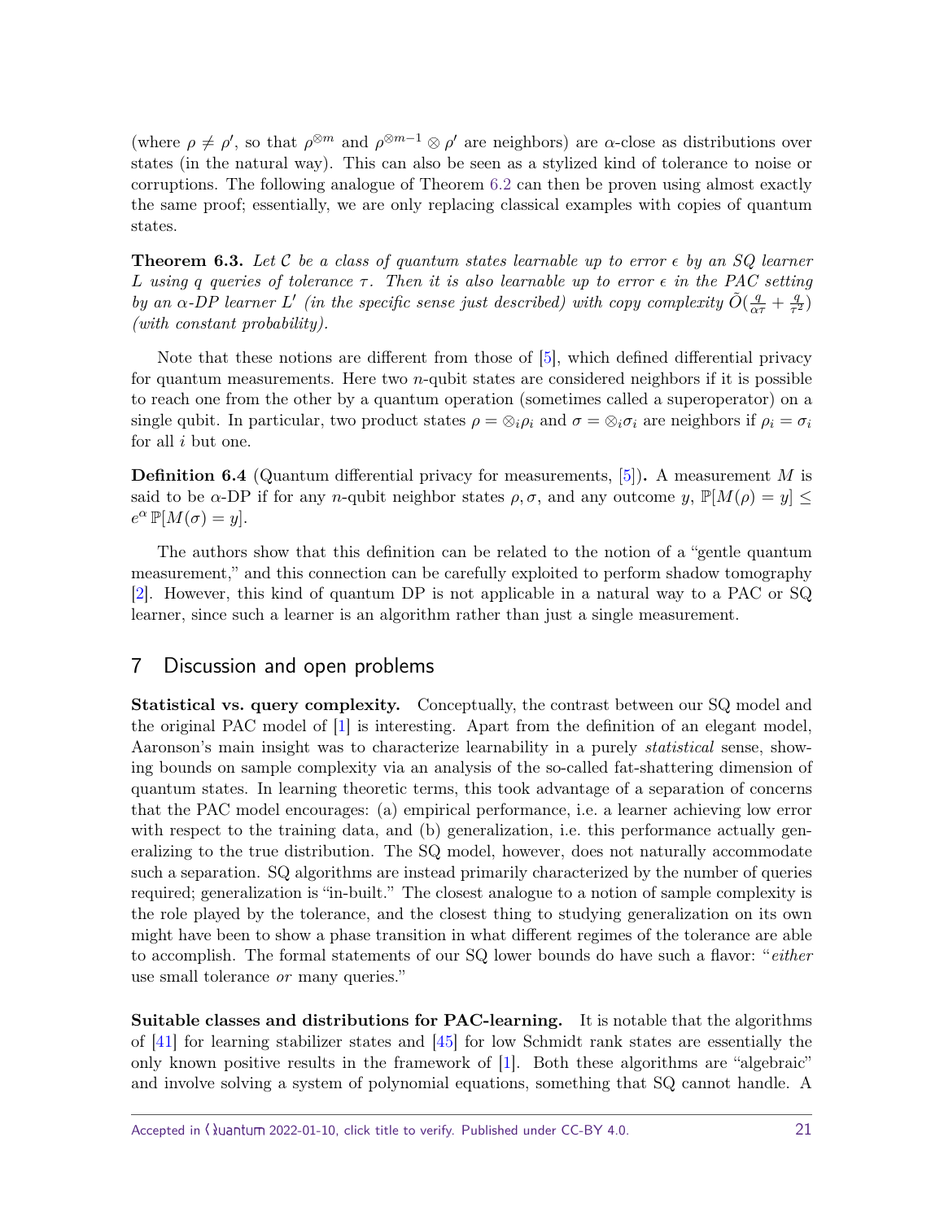(where $\rho \neq \rho'$, so that $\rho^{\otimes m}$ and $\rho^{\otimes m-1} \otimes \rho'$ are neighbors) are $\alpha$-close as distributions over states (in the natural way). This can also be seen as a stylized kind of tolerance to noise or corruptions. The following analogue of Theorem 6.2 can then be proven using almost exactly the same proof; essentially, we are only replacing classical examples with copies of quantum states.

**Theorem 6.3.** *Let $\mathcal{C}$ be a class of quantum states learnable up to error $\epsilon$ by an SQ learner $L$ using $q$ queries of tolerance $\tau$. Then it is also learnable up to error $\epsilon$ in the PAC setting by an $\alpha$-DP learner $L'$ (in the specific sense just described) with copy complexity $\tilde{O}(\frac{q}{\alpha\tau} + \frac{q}{\tau^2})$ (with constant probability).*

Note that these notions are different from those of [5], which defined differential privacy for quantum measurements. Here two $n$-qubit states are considered neighbors if it is possible to reach one from the other by a quantum operation (sometimes called a superoperator) on a single qubit. In particular, two product states $\rho = \otimes_i \rho_i$ and $\sigma = \otimes_i \sigma_i$ are neighbors if $\rho_i = \sigma_i$ for all $i$ but one.

**Definition 6.4** (Quantum differential privacy for measurements, [5])**.** A measurement $M$ is said to be $\alpha$-DP if for any $n$-qubit neighbor states $\rho, \sigma$, and any outcome $y$, $\mathbb{P}[M(\rho) = y] \leq e^{\alpha}\, \mathbb{P}[M(\sigma) = y]$.

The authors show that this definition can be related to the notion of a "gentle quantum measurement," and this connection can be carefully exploited to perform shadow tomography [2]. However, this kind of quantum DP is not applicable in a natural way to a PAC or SQ learner, since such a learner is an algorithm rather than just a single measurement.

## 7 Discussion and open problems

**Statistical vs. query complexity.** Conceptually, the contrast between our SQ model and the original PAC model of [1] is interesting. Apart from the definition of an elegant model, Aaronson's main insight was to characterize learnability in a purely *statistical* sense, showing bounds on sample complexity via an analysis of the so-called fat-shattering dimension of quantum states. In learning theoretic terms, this took advantage of a separation of concerns that the PAC model encourages: (a) empirical performance, i.e. a learner achieving low error with respect to the training data, and (b) generalization, i.e. this performance actually generalizing to the true distribution. The SQ model, however, does not naturally accommodate such a separation. SQ algorithms are instead primarily characterized by the number of queries required; generalization is "in-built." The closest analogue to a notion of sample complexity is the role played by the tolerance, and the closest thing to studying generalization on its own might have been to show a phase transition in what different regimes of the tolerance are able to accomplish. The formal statements of our SQ lower bounds do have such a flavor: "*either* use small tolerance *or* many queries."

**Suitable classes and distributions for PAC-learning.** It is notable that the algorithms of [41] for learning stabilizer states and [45] for low Schmidt rank states are essentially the only known positive results in the framework of [1]. Both these algorithms are "algebraic" and involve solving a system of polynomial equations, something that SQ cannot handle. A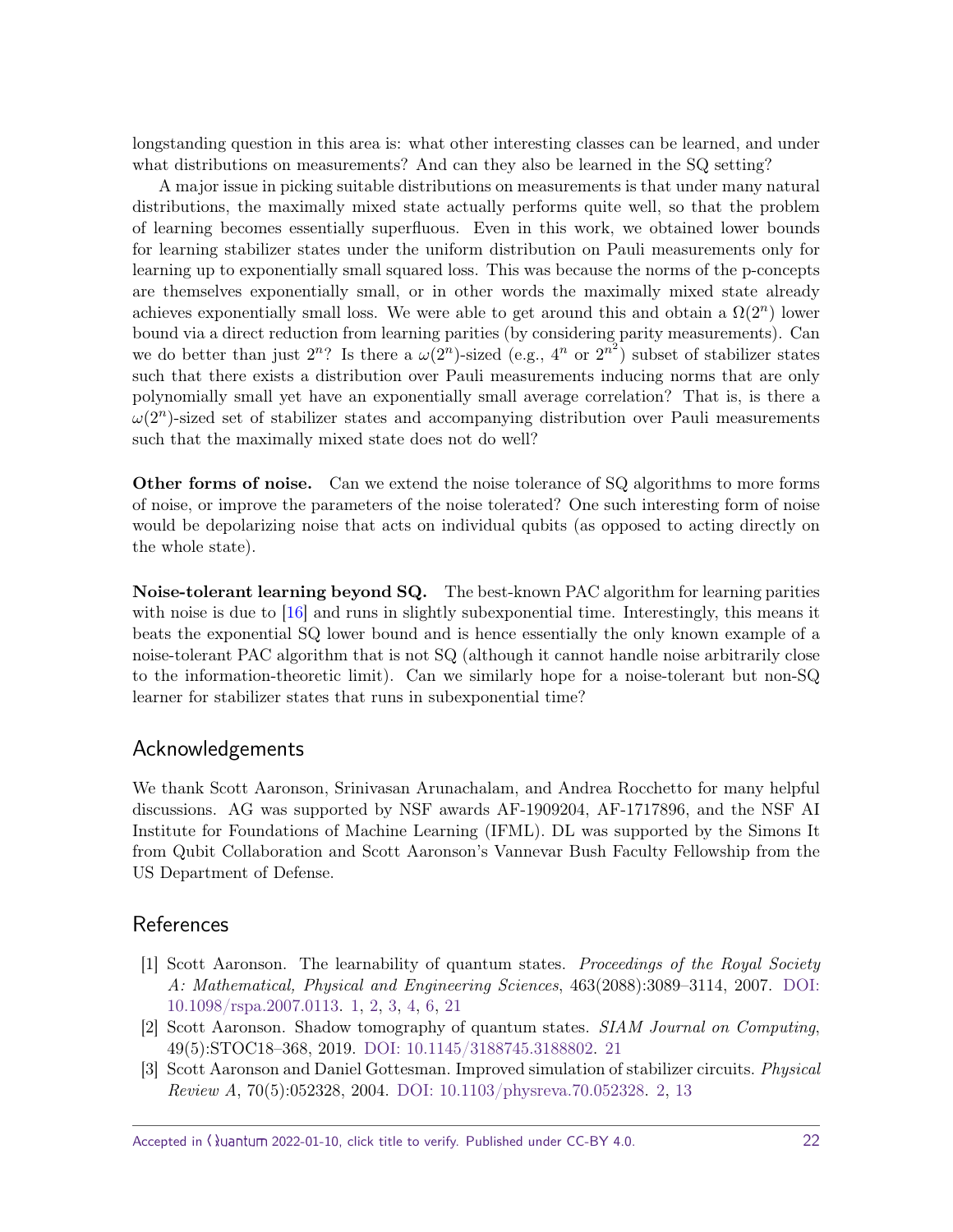longstanding question in this area is: what other interesting classes can be learned, and under what distributions on measurements? And can they also be learned in the SQ setting?

A major issue in picking suitable distributions on measurements is that under many natural distributions, the maximally mixed state actually performs quite well, so that the problem of learning becomes essentially superfluous. Even in this work, we obtained lower bounds for learning stabilizer states under the uniform distribution on Pauli measurements only for learning up to exponentially small squared loss. This was because the norms of the p-concepts are themselves exponentially small, or in other words the maximally mixed state already achieves exponentially small loss. We were able to get around this and obtain a $\Omega(2^n)$ lower bound via a direct reduction from learning parities (by considering parity measurements). Can we do better than just $2^n$? Is there a $\omega(2^n)$-sized (e.g., $4^n$ or $2^{n^2}$) subset of stabilizer states such that there exists a distribution over Pauli measurements inducing norms that are only polynomially small yet have an exponentially small average correlation? That is, is there a $\omega(2^n)$-sized set of stabilizer states and accompanying distribution over Pauli measurements such that the maximally mixed state does not do well?

**Other forms of noise.** Can we extend the noise tolerance of SQ algorithms to more forms of noise, or improve the parameters of the noise tolerated? One such interesting form of noise would be depolarizing noise that acts on individual qubits (as opposed to acting directly on the whole state).

**Noise-tolerant learning beyond SQ.** The best-known PAC algorithm for learning parities with noise is due to [16] and runs in slightly subexponential time. Interestingly, this means it beats the exponential SQ lower bound and is hence essentially the only known example of a noise-tolerant PAC algorithm that is not SQ (although it cannot handle noise arbitrarily close to the information-theoretic limit). Can we similarly hope for a noise-tolerant but non-SQ learner for stabilizer states that runs in subexponential time?

## Acknowledgements

We thank Scott Aaronson, Srinivasan Arunachalam, and Andrea Rocchetto for many helpful discussions. AG was supported by NSF awards AF-1909204, AF-1717896, and the NSF AI Institute for Foundations of Machine Learning (IFML). DL was supported by the Simons It from Qubit Collaboration and Scott Aaronson's Vannevar Bush Faculty Fellowship from the US Department of Defense.

## References

[1] Scott Aaronson. The learnability of quantum states. *Proceedings of the Royal Society A: Mathematical, Physical and Engineering Sciences*, 463(2088):3089–3114, 2007. DOI: 10.1098/rspa.2007.0113. 1, 2, 3, 4, 6, 21

[2] Scott Aaronson. Shadow tomography of quantum states. *SIAM Journal on Computing*, 49(5):STOC18–368, 2019. DOI: 10.1145/3188745.3188802. 21

[3] Scott Aaronson and Daniel Gottesman. Improved simulation of stabilizer circuits. *Physical Review A*, 70(5):052328, 2004. DOI: 10.1103/physreva.70.052328. 2, 13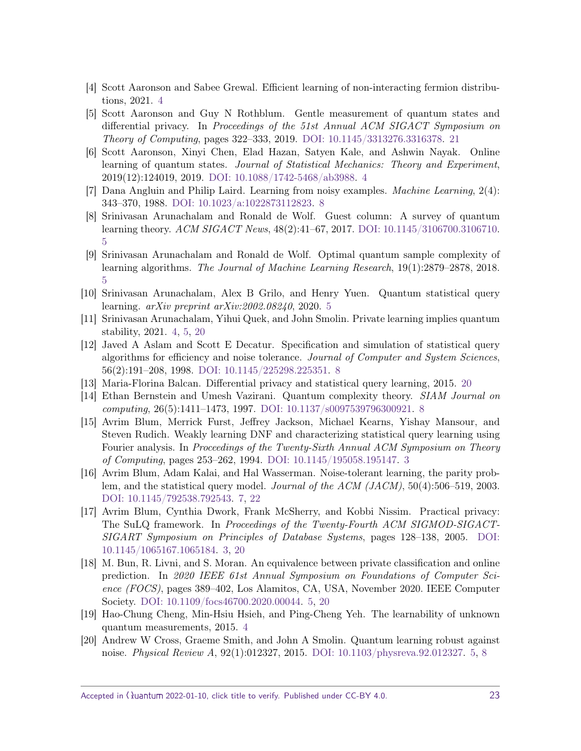[4] Scott Aaronson and Sabee Grewal. Efficient learning of non-interacting fermion distributions, 2021. 4

[5] Scott Aaronson and Guy N Rothblum. Gentle measurement of quantum states and differential privacy. In *Proceedings of the 51st Annual ACM SIGACT Symposium on Theory of Computing*, pages 322–333, 2019. DOI: 10.1145/3313276.3316378. 21

[6] Scott Aaronson, Xinyi Chen, Elad Hazan, Satyen Kale, and Ashwin Nayak. Online learning of quantum states. *Journal of Statistical Mechanics: Theory and Experiment*, 2019(12):124019, 2019. DOI: 10.1088/1742-5468/ab3988. 4

[7] Dana Angluin and Philip Laird. Learning from noisy examples. *Machine Learning*, 2(4): 343–370, 1988. DOI: 10.1023/a:1022873112823. 8

[8] Srinivasan Arunachalam and Ronald de Wolf. Guest column: A survey of quantum learning theory. *ACM SIGACT News*, 48(2):41–67, 2017. DOI: 10.1145/3106700.3106710. 5

[9] Srinivasan Arunachalam and Ronald de Wolf. Optimal quantum sample complexity of learning algorithms. *The Journal of Machine Learning Research*, 19(1):2879–2878, 2018. 5

[10] Srinivasan Arunachalam, Alex B Grilo, and Henry Yuen. Quantum statistical query learning. *arXiv preprint arXiv:2002.08240*, 2020. 5

[11] Srinivasan Arunachalam, Yihui Quek, and John Smolin. Private learning implies quantum stability, 2021. 4, 5, 20

[12] Javed A Aslam and Scott E Decatur. Specification and simulation of statistical query algorithms for efficiency and noise tolerance. *Journal of Computer and System Sciences*, 56(2):191–208, 1998. DOI: 10.1145/225298.225351. 8

[13] Maria-Florina Balcan. Differential privacy and statistical query learning, 2015. 20

[14] Ethan Bernstein and Umesh Vazirani. Quantum complexity theory. *SIAM Journal on computing*, 26(5):1411–1473, 1997. DOI: 10.1137/s0097539796300921. 8

[15] Avrim Blum, Merrick Furst, Jeffrey Jackson, Michael Kearns, Yishay Mansour, and Steven Rudich. Weakly learning DNF and characterizing statistical query learning using Fourier analysis. In *Proceedings of the Twenty-Sixth Annual ACM Symposium on Theory of Computing*, pages 253–262, 1994. DOI: 10.1145/195058.195147. 3

[16] Avrim Blum, Adam Kalai, and Hal Wasserman. Noise-tolerant learning, the parity problem, and the statistical query model. *Journal of the ACM (JACM)*, 50(4):506–519, 2003. DOI: 10.1145/792538.792543. 7, 22

[17] Avrim Blum, Cynthia Dwork, Frank McSherry, and Kobbi Nissim. Practical privacy: The SuLQ framework. In *Proceedings of the Twenty-Fourth ACM SIGMOD-SIGACT-SIGART Symposium on Principles of Database Systems*, pages 128–138, 2005. DOI: 10.1145/1065167.1065184. 3, 20

[18] M. Bun, R. Livni, and S. Moran. An equivalence between private classification and online prediction. In *2020 IEEE 61st Annual Symposium on Foundations of Computer Science (FOCS)*, pages 389–402, Los Alamitos, CA, USA, November 2020. IEEE Computer Society. DOI: 10.1109/focs46700.2020.00044. 5, 20

[19] Hao-Chung Cheng, Min-Hsiu Hsieh, and Ping-Cheng Yeh. The learnability of unknown quantum measurements, 2015. 4

[20] Andrew W Cross, Graeme Smith, and John A Smolin. Quantum learning robust against noise. *Physical Review A*, 92(1):012327, 2015. DOI: 10.1103/physreva.92.012327. 5, 8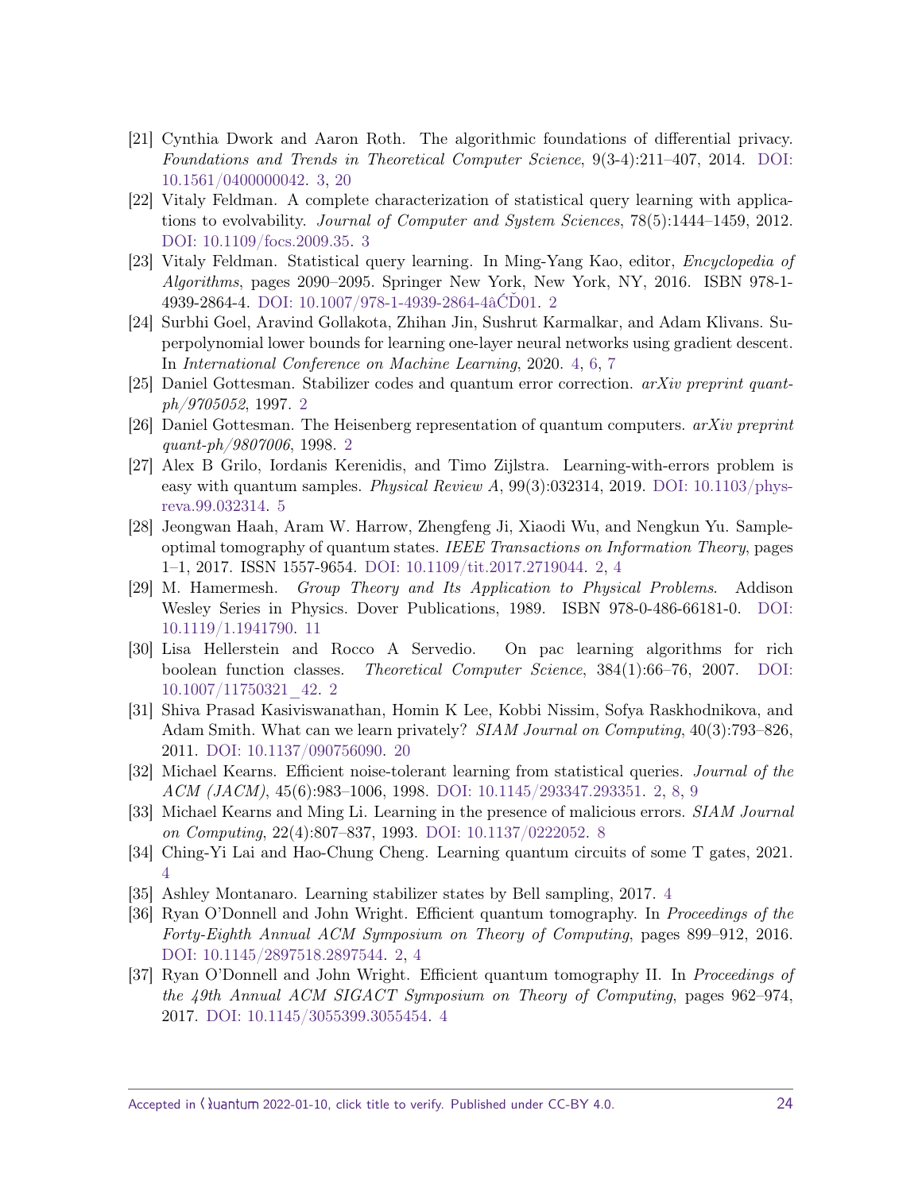[21] Cynthia Dwork and Aaron Roth. The algorithmic foundations of differential privacy. *Foundations and Trends in Theoretical Computer Science*, 9(3-4):211–407, 2014. DOI: 10.1561/0400000042. 3, 20

[22] Vitaly Feldman. A complete characterization of statistical query learning with applications to evolvability. *Journal of Computer and System Sciences*, 78(5):1444–1459, 2012. DOI: 10.1109/focs.2009.35. 3

[23] Vitaly Feldman. Statistical query learning. In Ming-Yang Kao, editor, *Encyclopedia of Algorithms*, pages 2090–2095. Springer New York, New York, NY, 2016. ISBN 978-1-4939-2864-4. DOI: 10.1007/978-1-4939-2864-4âĆĎ01. 2

[24] Surbhi Goel, Aravind Gollakota, Zhihan Jin, Sushrut Karmalkar, and Adam Klivans. Superpolynomial lower bounds for learning one-layer neural networks using gradient descent. In *International Conference on Machine Learning*, 2020. 4, 6, 7

[25] Daniel Gottesman. Stabilizer codes and quantum error correction. *arXiv preprint quant-ph/9705052*, 1997. 2

[26] Daniel Gottesman. The Heisenberg representation of quantum computers. *arXiv preprint quant-ph/9807006*, 1998. 2

[27] Alex B Grilo, Iordanis Kerenidis, and Timo Zijlstra. Learning-with-errors problem is easy with quantum samples. *Physical Review A*, 99(3):032314, 2019. DOI: 10.1103/physreva.99.032314. 5

[28] Jeongwan Haah, Aram W. Harrow, Zhengfeng Ji, Xiaodi Wu, and Nengkun Yu. Sample-optimal tomography of quantum states. *IEEE Transactions on Information Theory*, pages 1–1, 2017. ISSN 1557-9654. DOI: 10.1109/tit.2017.2719044. 2, 4

[29] M. Hamermesh. *Group Theory and Its Application to Physical Problems*. Addison Wesley Series in Physics. Dover Publications, 1989. ISBN 978-0-486-66181-0. DOI: 10.1119/1.1941790. 11

[30] Lisa Hellerstein and Rocco A Servedio. On pac learning algorithms for rich boolean function classes. *Theoretical Computer Science*, 384(1):66–76, 2007. DOI: 10.1007/11750321_42. 2

[31] Shiva Prasad Kasiviswanathan, Homin K Lee, Kobbi Nissim, Sofya Raskhodnikova, and Adam Smith. What can we learn privately? *SIAM Journal on Computing*, 40(3):793–826, 2011. DOI: 10.1137/090756090. 20

[32] Michael Kearns. Efficient noise-tolerant learning from statistical queries. *Journal of the ACM (JACM)*, 45(6):983–1006, 1998. DOI: 10.1145/293347.293351. 2, 8, 9

[33] Michael Kearns and Ming Li. Learning in the presence of malicious errors. *SIAM Journal on Computing*, 22(4):807–837, 1993. DOI: 10.1137/0222052. 8

[34] Ching-Yi Lai and Hao-Chung Cheng. Learning quantum circuits of some T gates, 2021. 4

[35] Ashley Montanaro. Learning stabilizer states by Bell sampling, 2017. 4

[36] Ryan O'Donnell and John Wright. Efficient quantum tomography. In *Proceedings of the Forty-Eighth Annual ACM Symposium on Theory of Computing*, pages 899–912, 2016. DOI: 10.1145/2897518.2897544. 2, 4

[37] Ryan O'Donnell and John Wright. Efficient quantum tomography II. In *Proceedings of the 49th Annual ACM SIGACT Symposium on Theory of Computing*, pages 962–974, 2017. DOI: 10.1145/3055399.3055454. 4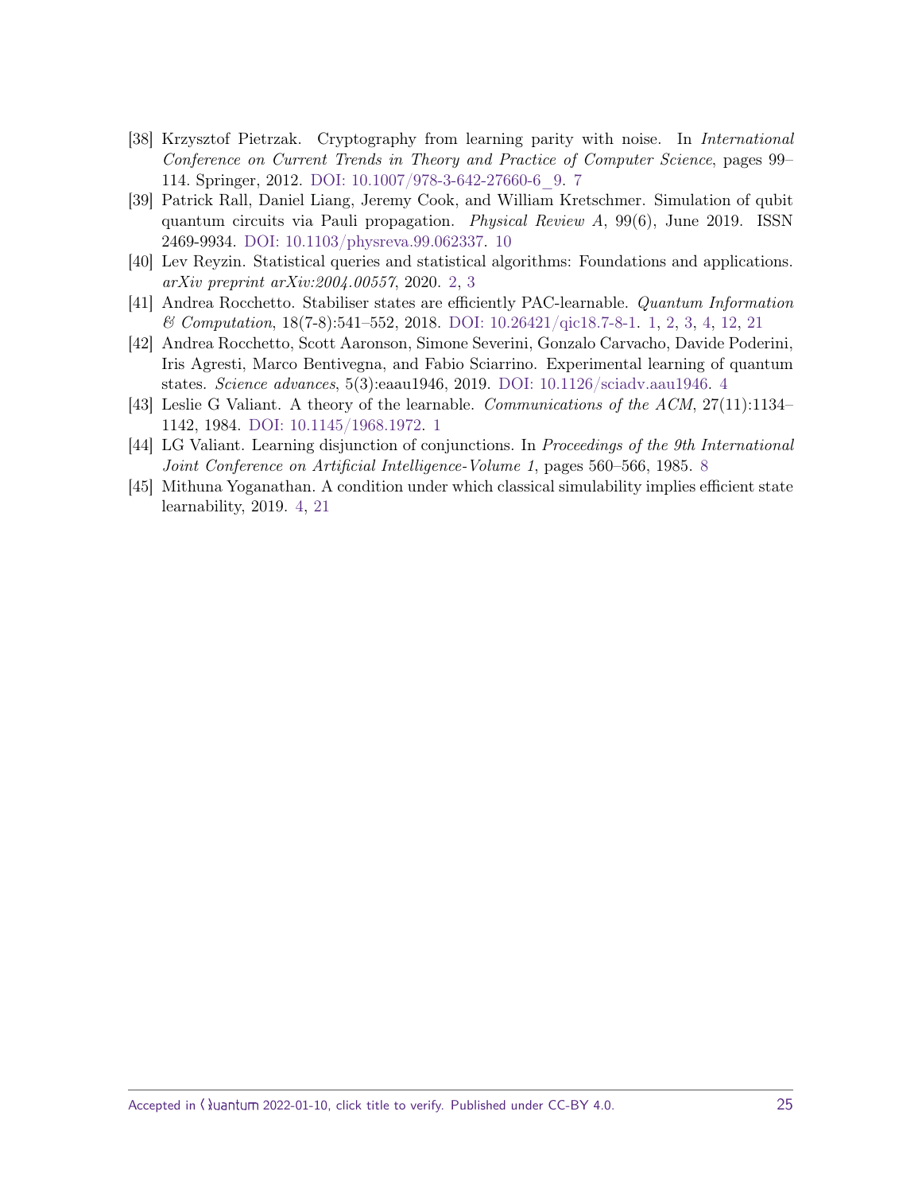[38] Krzysztof Pietrzak. Cryptography from learning parity with noise. In *International Conference on Current Trends in Theory and Practice of Computer Science*, pages 99–114. Springer, 2012. DOI: 10.1007/978-3-642-27660-6_9. 7

[39] Patrick Rall, Daniel Liang, Jeremy Cook, and William Kretschmer. Simulation of qubit quantum circuits via Pauli propagation. *Physical Review A*, 99(6), June 2019. ISSN 2469-9934. DOI: 10.1103/physreva.99.062337. 10

[40] Lev Reyzin. Statistical queries and statistical algorithms: Foundations and applications. *arXiv preprint arXiv:2004.00557*, 2020. 2, 3

[41] Andrea Rocchetto. Stabiliser states are efficiently PAC-learnable. *Quantum Information & Computation*, 18(7-8):541–552, 2018. DOI: 10.26421/qic18.7-8-1. 1, 2, 3, 4, 12, 21

[42] Andrea Rocchetto, Scott Aaronson, Simone Severini, Gonzalo Carvacho, Davide Poderini, Iris Agresti, Marco Bentivegna, and Fabio Sciarrino. Experimental learning of quantum states. *Science advances*, 5(3):eaau1946, 2019. DOI: 10.1126/sciadv.aau1946. 4

[43] Leslie G Valiant. A theory of the learnable. *Communications of the ACM*, 27(11):1134–1142, 1984. DOI: 10.1145/1968.1972. 1

[44] LG Valiant. Learning disjunction of conjunctions. In *Proceedings of the 9th International Joint Conference on Artificial Intelligence-Volume 1*, pages 560–566, 1985. 8

[45] Mithuna Yoganathan. A condition under which classical simulability implies efficient state learnability, 2019. 4, 21